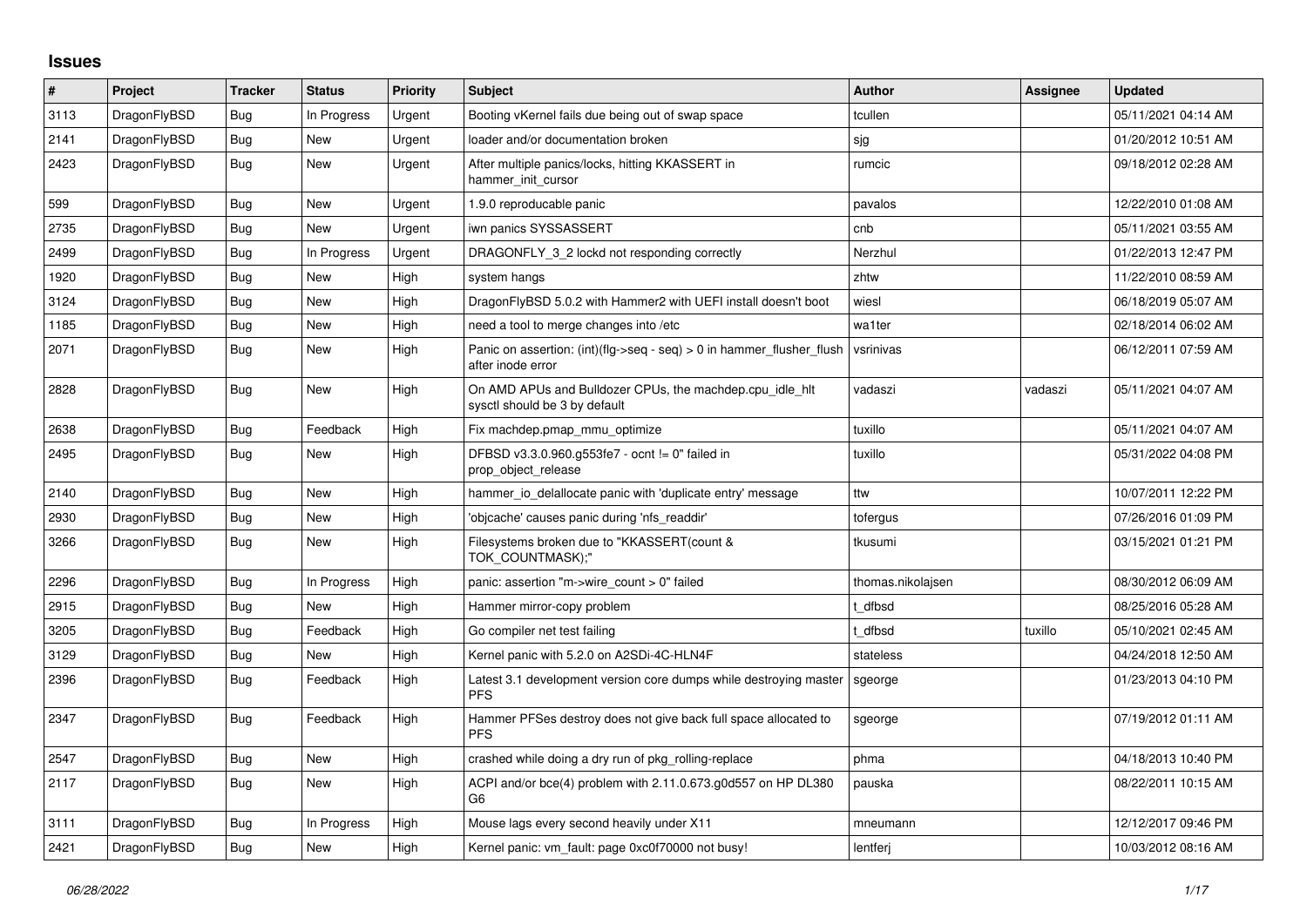# Issues

| # | Project | Tracker | Status | Priority | Subject | Author | Assignee | Updated |
|---|---|---|---|---|---|---|---|---|
| 3113 | DragonFlyBSD | Bug | In Progress | Urgent | Booting vKernel fails due being out of swap space | tcullen | | 05/11/2021 04:14 AM |
| 2141 | DragonFlyBSD | Bug | New | Urgent | loader and/or documentation broken | sjg | | 01/20/2012 10:51 AM |
| 2423 | DragonFlyBSD | Bug | New | Urgent | After multiple panics/locks, hitting KKASSERT in hammer_init_cursor | rumcic | | 09/18/2012 02:28 AM |
| 599 | DragonFlyBSD | Bug | New | Urgent | 1.9.0 reproducable panic | pavalos | | 12/22/2010 01:08 AM |
| 2735 | DragonFlyBSD | Bug | New | Urgent | iwn panics SYSSASSERT | cnb | | 05/11/2021 03:55 AM |
| 2499 | DragonFlyBSD | Bug | In Progress | Urgent | DRAGONFLY_3_2 lockd not responding correctly | Nerzhul | | 01/22/2013 12:47 PM |
| 1920 | DragonFlyBSD | Bug | New | High | system hangs | zhtw | | 11/22/2010 08:59 AM |
| 3124 | DragonFlyBSD | Bug | New | High | DragonFlyBSD 5.0.2 with Hammer2 with UEFI install doesn't boot | wiesl | | 06/18/2019 05:07 AM |
| 1185 | DragonFlyBSD | Bug | New | High | need a tool to merge changes into /etc | wa1ter | | 02/18/2014 06:02 AM |
| 2071 | DragonFlyBSD | Bug | New | High | Panic on assertion: (int)(flg->seq - seq) > 0 in hammer_flusher_flush after inode error | vsrinivas | | 06/12/2011 07:59 AM |
| 2828 | DragonFlyBSD | Bug | New | High | On AMD APUs and Bulldozer CPUs, the machdep.cpu_idle_hlt sysctl should be 3 by default | vadaszi | vadaszi | 05/11/2021 04:07 AM |
| 2638 | DragonFlyBSD | Bug | Feedback | High | Fix machdep.pmap_mmu_optimize | tuxillo | | 05/11/2021 04:07 AM |
| 2495 | DragonFlyBSD | Bug | New | High | DFBSD v3.3.0.960.g553fe7 - ocnt != 0" failed in prop_object_release | tuxillo | | 05/31/2022 04:08 PM |
| 2140 | DragonFlyBSD | Bug | New | High | hammer_io_delallocate panic with 'duplicate entry' message | ttw | | 10/07/2011 12:22 PM |
| 2930 | DragonFlyBSD | Bug | New | High | 'objcache' causes panic during 'nfs_readdir' | tofergus | | 07/26/2016 01:09 PM |
| 3266 | DragonFlyBSD | Bug | New | High | Filesystems broken due to "KKASSERT(count & TOK_COUNTMASK);" | tkusumi | | 03/15/2021 01:21 PM |
| 2296 | DragonFlyBSD | Bug | In Progress | High | panic: assertion "m->wire_count > 0" failed | thomas.nikolajsen | | 08/30/2012 06:09 AM |
| 2915 | DragonFlyBSD | Bug | New | High | Hammer mirror-copy problem | t_dfbsd | | 08/25/2016 05:28 AM |
| 3205 | DragonFlyBSD | Bug | Feedback | High | Go compiler net test failing | t_dfbsd | tuxillo | 05/10/2021 02:45 AM |
| 3129 | DragonFlyBSD | Bug | New | High | Kernel panic with 5.2.0 on A2SDi-4C-HLN4F | stateless | | 04/24/2018 12:50 AM |
| 2396 | DragonFlyBSD | Bug | Feedback | High | Latest 3.1 development version core dumps while destroying master PFS | sgeorge | | 01/23/2013 04:10 PM |
| 2347 | DragonFlyBSD | Bug | Feedback | High | Hammer PFSes destroy does not give back full space allocated to PFS | sgeorge | | 07/19/2012 01:11 AM |
| 2547 | DragonFlyBSD | Bug | New | High | crashed while doing a dry run of pkg_rolling-replace | phma | | 04/18/2013 10:40 PM |
| 2117 | DragonFlyBSD | Bug | New | High | ACPI and/or bce(4) problem with 2.11.0.673.g0d557 on HP DL380 G6 | pauska | | 08/22/2011 10:15 AM |
| 3111 | DragonFlyBSD | Bug | In Progress | High | Mouse lags every second heavily under X11 | mneumann | | 12/12/2017 09:46 PM |
| 2421 | DragonFlyBSD | Bug | New | High | Kernel panic: vm_fault: page 0xc0f70000 not busy! | lentferj | | 10/03/2012 08:16 AM |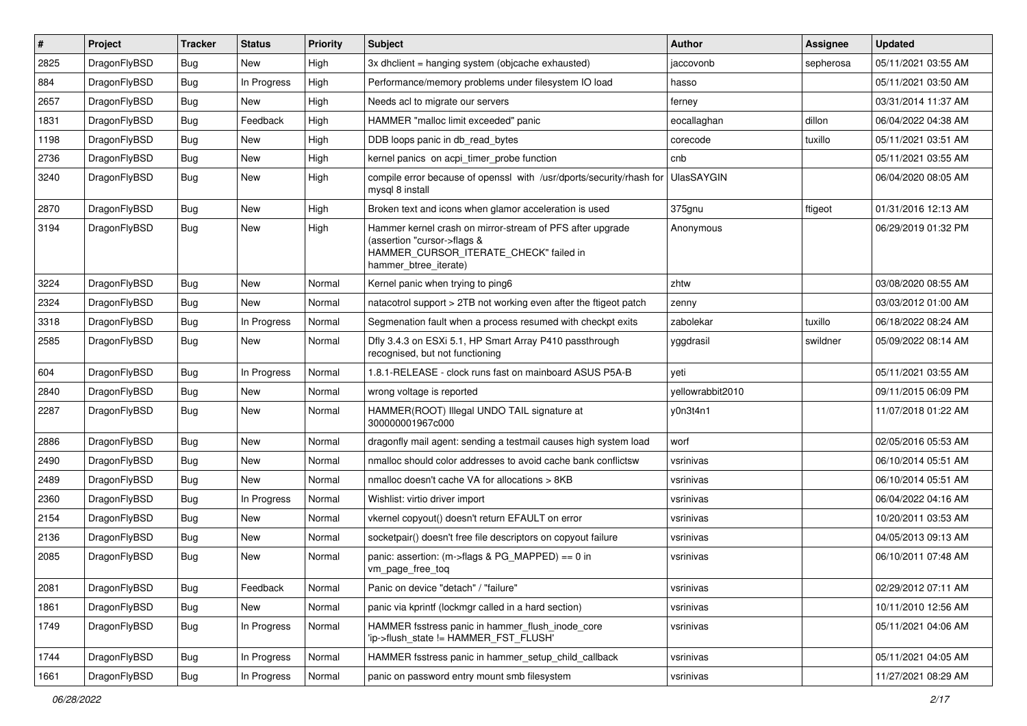| # | Project | Tracker | Status | Priority | Subject | Author | Assignee | Updated |
|---|---|---|---|---|---|---|---|---|
| 2825 | DragonFlyBSD | Bug | New | High | 3x dhclient = hanging system (objcache exhausted) | jaccovonb | sepherosa | 05/11/2021 03:55 AM |
| 884 | DragonFlyBSD | Bug | In Progress | High | Performance/memory problems under filesystem IO load | hasso | | 05/11/2021 03:50 AM |
| 2657 | DragonFlyBSD | Bug | New | High | Needs acl to migrate our servers | ferney | | 03/31/2014 11:37 AM |
| 1831 | DragonFlyBSD | Bug | Feedback | High | HAMMER "malloc limit exceeded" panic | eocallaghan | dillon | 06/04/2022 04:38 AM |
| 1198 | DragonFlyBSD | Bug | New | High | DDB loops panic in db_read_bytes | corecode | tuxillo | 05/11/2021 03:51 AM |
| 2736 | DragonFlyBSD | Bug | New | High | kernel panics on acpi_timer_probe function | cnb | | 05/11/2021 03:55 AM |
| 3240 | DragonFlyBSD | Bug | New | High | compile error because of openssl with /usr/dports/security/rhash for mysql 8 install | UlasSAYGIN | | 06/04/2020 08:05 AM |
| 2870 | DragonFlyBSD | Bug | New | High | Broken text and icons when glamor acceleration is used | 375gnu | ftigeot | 01/31/2016 12:13 AM |
| 3194 | DragonFlyBSD | Bug | New | High | Hammer kernel crash on mirror-stream of PFS after upgrade (assertion "cursor->flags & HAMMER_CURSOR_ITERATE_CHECK" failed in hammer_btree_iterate) | Anonymous | | 06/29/2019 01:32 PM |
| 3224 | DragonFlyBSD | Bug | New | Normal | Kernel panic when trying to ping6 | zhtw | | 03/08/2020 08:55 AM |
| 2324 | DragonFlyBSD | Bug | New | Normal | natacotrol support > 2TB not working even after the ftigeot patch | zenny | | 03/03/2012 01:00 AM |
| 3318 | DragonFlyBSD | Bug | In Progress | Normal | Segmenation fault when a process resumed with checkpt exits | zabolekar | tuxillo | 06/18/2022 08:24 AM |
| 2585 | DragonFlyBSD | Bug | New | Normal | Dfly 3.4.3 on ESXi 5.1, HP Smart Array P410 passthrough recognised, but not functioning | yggdrasil | swildner | 05/09/2022 08:14 AM |
| 604 | DragonFlyBSD | Bug | In Progress | Normal | 1.8.1-RELEASE - clock runs fast on mainboard ASUS P5A-B | yeti | | 05/11/2021 03:55 AM |
| 2840 | DragonFlyBSD | Bug | New | Normal | wrong voltage is reported | yellowrabbit2010 | | 09/11/2015 06:09 PM |
| 2287 | DragonFlyBSD | Bug | New | Normal | HAMMER(ROOT) Illegal UNDO TAIL signature at 300000001967c000 | y0n3t4n1 | | 11/07/2018 01:22 AM |
| 2886 | DragonFlyBSD | Bug | New | Normal | dragonfly mail agent: sending a testmail causes high system load | worf | | 02/05/2016 05:53 AM |
| 2490 | DragonFlyBSD | Bug | New | Normal | nmalloc should color addresses to avoid cache bank conflictsw | vsrinivas | | 06/10/2014 05:51 AM |
| 2489 | DragonFlyBSD | Bug | New | Normal | nmalloc doesn't cache VA for allocations > 8KB | vsrinivas | | 06/10/2014 05:51 AM |
| 2360 | DragonFlyBSD | Bug | In Progress | Normal | Wishlist: virtio driver import | vsrinivas | | 06/04/2022 04:16 AM |
| 2154 | DragonFlyBSD | Bug | New | Normal | vkernel copyout() doesn't return EFAULT on error | vsrinivas | | 10/20/2011 03:53 AM |
| 2136 | DragonFlyBSD | Bug | New | Normal | socketpair() doesn't free file descriptors on copyout failure | vsrinivas | | 04/05/2013 09:13 AM |
| 2085 | DragonFlyBSD | Bug | New | Normal | panic: assertion: (m->flags & PG_MAPPED) == 0 in vm_page_free_toq | vsrinivas | | 06/10/2011 07:48 AM |
| 2081 | DragonFlyBSD | Bug | Feedback | Normal | Panic on device "detach" / "failure" | vsrinivas | | 02/29/2012 07:11 AM |
| 1861 | DragonFlyBSD | Bug | New | Normal | panic via kprintf (lockmgr called in a hard section) | vsrinivas | | 10/11/2010 12:56 AM |
| 1749 | DragonFlyBSD | Bug | In Progress | Normal | HAMMER fsstress panic in hammer_flush_inode_core 'ip->flush_state != HAMMER_FST_FLUSH' | vsrinivas | | 05/11/2021 04:06 AM |
| 1744 | DragonFlyBSD | Bug | In Progress | Normal | HAMMER fsstress panic in hammer_setup_child_callback | vsrinivas | | 05/11/2021 04:05 AM |
| 1661 | DragonFlyBSD | Bug | In Progress | Normal | panic on password entry mount smb filesystem | vsrinivas | | 11/27/2021 08:29 AM |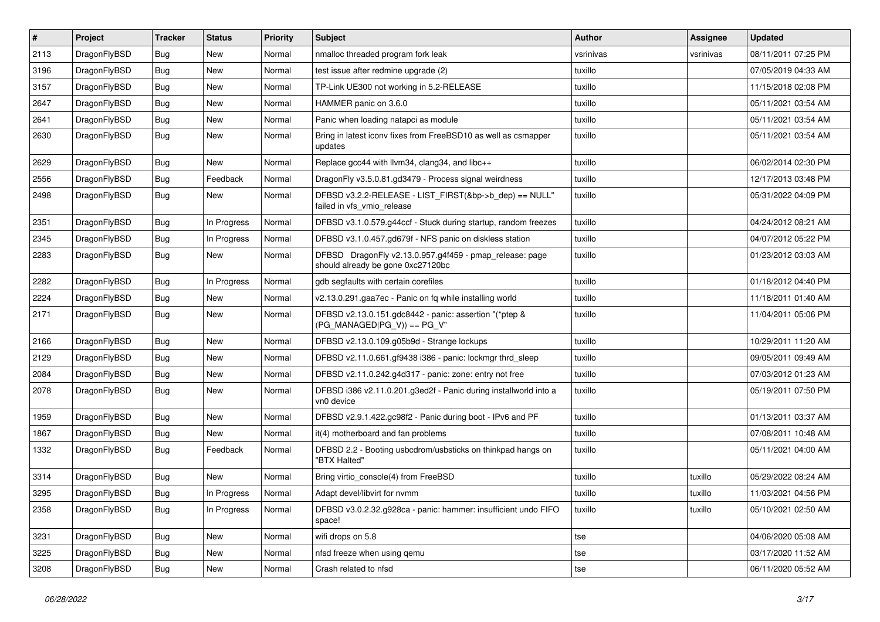| # | Project | Tracker | Status | Priority | Subject | Author | Assignee | Updated |
|---|---|---|---|---|---|---|---|---|
| 2113 | DragonFlyBSD | Bug | New | Normal | nmalloc threaded program fork leak | vsrinivas | vsrinivas | 08/11/2011 07:25 PM |
| 3196 | DragonFlyBSD | Bug | New | Normal | test issue after redmine upgrade (2) | tuxillo | | 07/05/2019 04:33 AM |
| 3157 | DragonFlyBSD | Bug | New | Normal | TP-Link UE300 not working in 5.2-RELEASE | tuxillo | | 11/15/2018 02:08 PM |
| 2647 | DragonFlyBSD | Bug | New | Normal | HAMMER panic on 3.6.0 | tuxillo | | 05/11/2021 03:54 AM |
| 2641 | DragonFlyBSD | Bug | New | Normal | Panic when loading natapci as module | tuxillo | | 05/11/2021 03:54 AM |
| 2630 | DragonFlyBSD | Bug | New | Normal | Bring in latest iconv fixes from FreeBSD10 as well as csmapper updates | tuxillo | | 05/11/2021 03:54 AM |
| 2629 | DragonFlyBSD | Bug | New | Normal | Replace gcc44 with llvm34, clang34, and libc++ | tuxillo | | 06/02/2014 02:30 PM |
| 2556 | DragonFlyBSD | Bug | Feedback | Normal | DragonFly v3.5.0.81.gd3479 - Process signal weirdness | tuxillo | | 12/17/2013 03:48 PM |
| 2498 | DragonFlyBSD | Bug | New | Normal | DFBSD v3.2.2-RELEASE - LIST_FIRST(&bp->b_dep) == NULL" failed in vfs_vmio_release | tuxillo | | 05/31/2022 04:09 PM |
| 2351 | DragonFlyBSD | Bug | In Progress | Normal | DFBSD v3.1.0.579.g44ccf - Stuck during startup, random freezes | tuxillo | | 04/24/2012 08:21 AM |
| 2345 | DragonFlyBSD | Bug | In Progress | Normal | DFBSD v3.1.0.457.gd679f - NFS panic on diskless station | tuxillo | | 04/07/2012 05:22 PM |
| 2283 | DragonFlyBSD | Bug | New | Normal | DFBSD DragonFly v2.13.0.957.g4f459 - pmap_release: page should already be gone 0xc27120bc | tuxillo | | 01/23/2012 03:03 AM |
| 2282 | DragonFlyBSD | Bug | In Progress | Normal | gdb segfaults with certain corefiles | tuxillo | | 01/18/2012 04:40 PM |
| 2224 | DragonFlyBSD | Bug | New | Normal | v2.13.0.291.gaa7ec - Panic on fq while installing world | tuxillo | | 11/18/2011 01:40 AM |
| 2171 | DragonFlyBSD | Bug | New | Normal | DFBSD v2.13.0.151.gdc8442 - panic: assertion "(*ptep & (PG_MANAGED\|PG_V)) == PG_V" | tuxillo | | 11/04/2011 05:06 PM |
| 2166 | DragonFlyBSD | Bug | New | Normal | DFBSD v2.13.0.109.g05b9d - Strange lockups | tuxillo | | 10/29/2011 11:20 AM |
| 2129 | DragonFlyBSD | Bug | New | Normal | DFBSD v2.11.0.661.gf9438 i386 - panic: lockmgr thrd_sleep | tuxillo | | 09/05/2011 09:49 AM |
| 2084 | DragonFlyBSD | Bug | New | Normal | DFBSD v2.11.0.242.g4d317 - panic: zone: entry not free | tuxillo | | 07/03/2012 01:23 AM |
| 2078 | DragonFlyBSD | Bug | New | Normal | DFBSD i386 v2.11.0.201.g3ed2f - Panic during installworld into a vn0 device | tuxillo | | 05/19/2011 07:50 PM |
| 1959 | DragonFlyBSD | Bug | New | Normal | DFBSD v2.9.1.422.gc98f2 - Panic during boot - IPv6 and PF | tuxillo | | 01/13/2011 03:37 AM |
| 1867 | DragonFlyBSD | Bug | New | Normal | it(4) motherboard and fan problems | tuxillo | | 07/08/2011 10:48 AM |
| 1332 | DragonFlyBSD | Bug | Feedback | Normal | DFBSD 2.2 - Booting usbcdrom/usbsticks on thinkpad hangs on "BTX Halted" | tuxillo | | 05/11/2021 04:00 AM |
| 3314 | DragonFlyBSD | Bug | New | Normal | Bring virtio_console(4) from FreeBSD | tuxillo | tuxillo | 05/29/2022 08:24 AM |
| 3295 | DragonFlyBSD | Bug | In Progress | Normal | Adapt devel/libvirt for nvmm | tuxillo | tuxillo | 11/03/2021 04:56 PM |
| 2358 | DragonFlyBSD | Bug | In Progress | Normal | DFBSD v3.0.2.32.g928ca - panic: hammer: insufficient undo FIFO space! | tuxillo | tuxillo | 05/10/2021 02:50 AM |
| 3231 | DragonFlyBSD | Bug | New | Normal | wifi drops on 5.8 | tse | | 04/06/2020 05:08 AM |
| 3225 | DragonFlyBSD | Bug | New | Normal | nfsd freeze when using qemu | tse | | 03/17/2020 11:52 AM |
| 3208 | DragonFlyBSD | Bug | New | Normal | Crash related to nfsd | tse | | 06/11/2020 05:52 AM |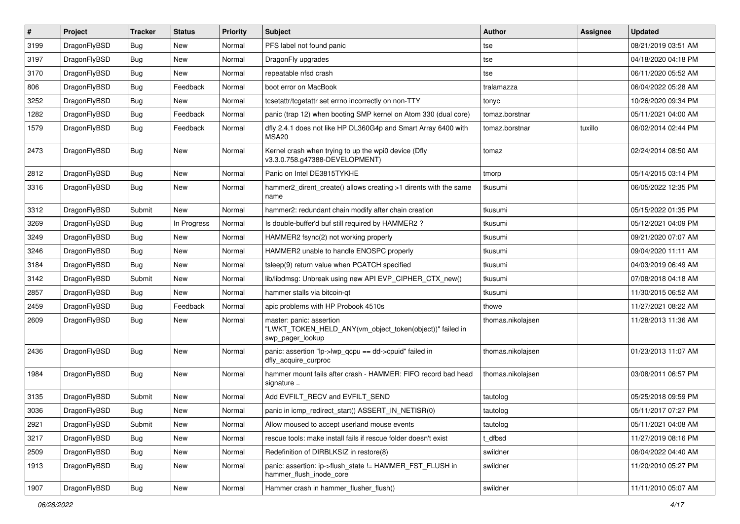| # | Project | Tracker | Status | Priority | Subject | Author | Assignee | Updated |
|---|---|---|---|---|---|---|---|---|
| 3199 | DragonFlyBSD | Bug | New | Normal | PFS label not found panic | tse | | 08/21/2019 03:51 AM |
| 3197 | DragonFlyBSD | Bug | New | Normal | DragonFly upgrades | tse | | 04/18/2020 04:18 PM |
| 3170 | DragonFlyBSD | Bug | New | Normal | repeatable nfsd crash | tse | | 06/11/2020 05:52 AM |
| 806 | DragonFlyBSD | Bug | Feedback | Normal | boot error on MacBook | tralamazza | | 06/04/2022 05:28 AM |
| 3252 | DragonFlyBSD | Bug | New | Normal | tcsetattr/tcgetattr set errno incorrectly on non-TTY | tonyc | | 10/26/2020 09:34 PM |
| 1282 | DragonFlyBSD | Bug | Feedback | Normal | panic (trap 12) when booting SMP kernel on Atom 330 (dual core) | tomaz.borstnar | | 05/11/2021 04:00 AM |
| 1579 | DragonFlyBSD | Bug | Feedback | Normal | dfly 2.4.1 does not like HP DL360G4p and Smart Array 6400 with MSA20 | tomaz.borstnar | tuxillo | 06/02/2014 02:44 PM |
| 2473 | DragonFlyBSD | Bug | New | Normal | Kernel crash when trying to up the wpi0 device (Dfly v3.3.0.758.g47388-DEVELOPMENT) | tomaz | | 02/24/2014 08:50 AM |
| 2812 | DragonFlyBSD | Bug | New | Normal | Panic on Intel DE3815TYKHE | tmorp | | 05/14/2015 03:14 PM |
| 3316 | DragonFlyBSD | Bug | New | Normal | hammer2_dirent_create() allows creating >1 dirents with the same name | tkusumi | | 06/05/2022 12:35 PM |
| 3312 | DragonFlyBSD | Submit | New | Normal | hammer2: redundant chain modify after chain creation | tkusumi | | 05/15/2022 01:35 PM |
| 3269 | DragonFlyBSD | Bug | In Progress | Normal | Is double-buffer'd buf still required by HAMMER2 ? | tkusumi | | 05/12/2021 04:09 PM |
| 3249 | DragonFlyBSD | Bug | New | Normal | HAMMER2 fsync(2) not working properly | tkusumi | | 09/21/2020 07:07 AM |
| 3246 | DragonFlyBSD | Bug | New | Normal | HAMMER2 unable to handle ENOSPC properly | tkusumi | | 09/04/2020 11:11 AM |
| 3184 | DragonFlyBSD | Bug | New | Normal | tsleep(9) return value when PCATCH specified | tkusumi | | 04/03/2019 06:49 AM |
| 3142 | DragonFlyBSD | Submit | New | Normal | lib/libdmsg: Unbreak using new API EVP_CIPHER_CTX_new() | tkusumi | | 07/08/2018 04:18 AM |
| 2857 | DragonFlyBSD | Bug | New | Normal | hammer stalls via bitcoin-qt | tkusumi | | 11/30/2015 06:52 AM |
| 2459 | DragonFlyBSD | Bug | Feedback | Normal | apic problems with HP Probook 4510s | thowe | | 11/27/2021 08:22 AM |
| 2609 | DragonFlyBSD | Bug | New | Normal | master: panic: assertion "LWKT_TOKEN_HELD_ANY(vm_object_token(object))" failed in swp_pager_lookup | thomas.nikolajsen | | 11/28/2013 11:36 AM |
| 2436 | DragonFlyBSD | Bug | New | Normal | panic: assertion "lp->lwp_qcpu == dd->cpuid" failed in dfly_acquire_curproc | thomas.nikolajsen | | 01/23/2013 11:07 AM |
| 1984 | DragonFlyBSD | Bug | New | Normal | hammer mount fails after crash - HAMMER: FIFO record bad head signature .. | thomas.nikolajsen | | 03/08/2011 06:57 PM |
| 3135 | DragonFlyBSD | Submit | New | Normal | Add EVFILT_RECV and EVFILT_SEND | tautolog | | 05/25/2018 09:59 PM |
| 3036 | DragonFlyBSD | Bug | New | Normal | panic in icmp_redirect_start() ASSERT_IN_NETISR(0) | tautolog | | 05/11/2017 07:27 PM |
| 2921 | DragonFlyBSD | Submit | New | Normal | Allow moused to accept userland mouse events | tautolog | | 05/11/2021 04:08 AM |
| 3217 | DragonFlyBSD | Bug | New | Normal | rescue tools: make install fails if rescue folder doesn't exist | t_dfbsd | | 11/27/2019 08:16 PM |
| 2509 | DragonFlyBSD | Bug | New | Normal | Redefinition of DIRBLKSIZ in restore(8) | swildner | | 06/04/2022 04:40 AM |
| 1913 | DragonFlyBSD | Bug | New | Normal | panic: assertion: ip->flush_state != HAMMER_FST_FLUSH in hammer_flush_inode_core | swildner | | 11/20/2010 05:27 PM |
| 1907 | DragonFlyBSD | Bug | New | Normal | Hammer crash in hammer_flusher_flush() | swildner | | 11/11/2010 05:07 AM |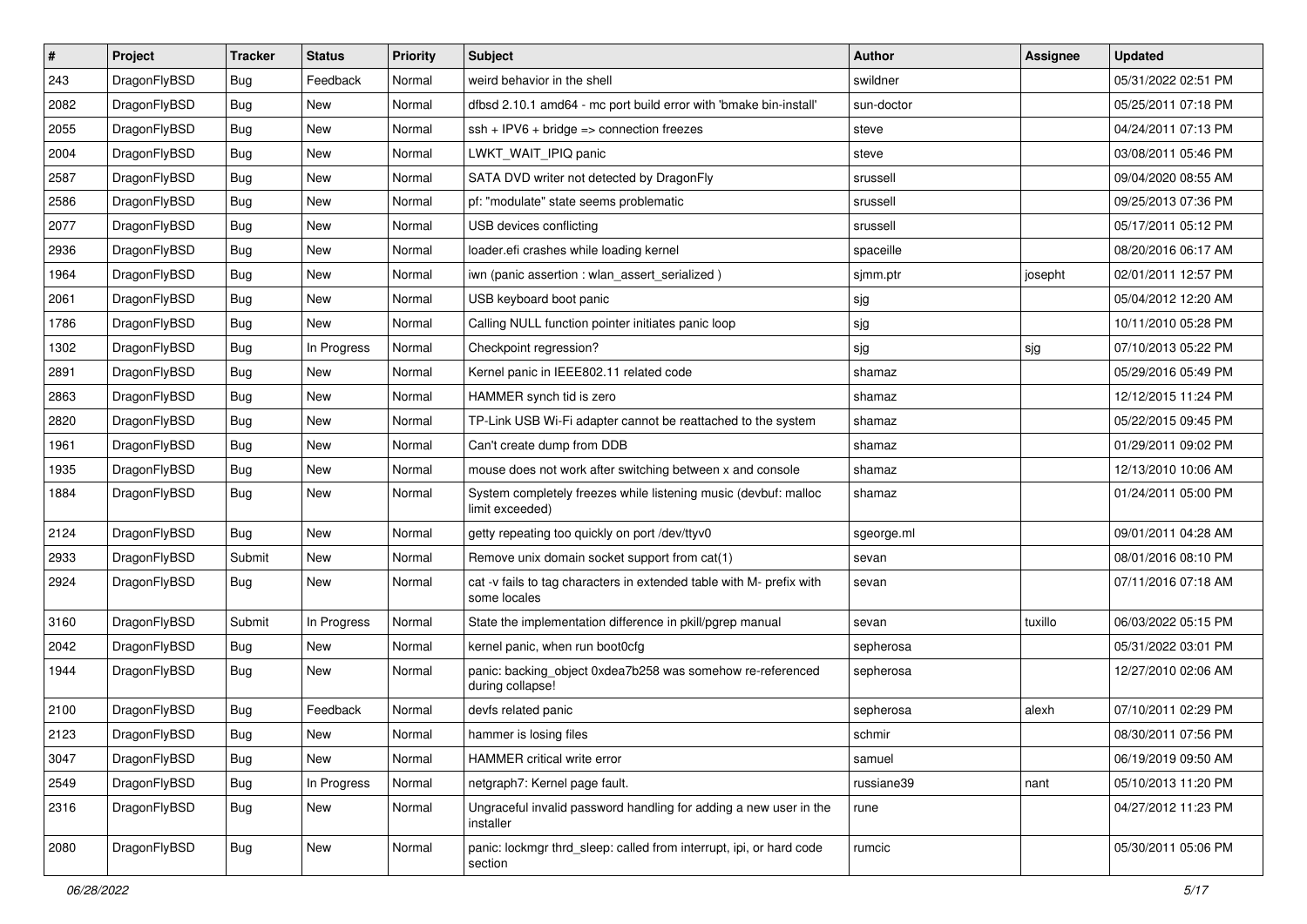| # | Project | Tracker | Status | Priority | Subject | Author | Assignee | Updated |
|---|---|---|---|---|---|---|---|---|
| 243 | DragonFlyBSD | Bug | Feedback | Normal | weird behavior in the shell | swildner | | 05/31/2022 02:51 PM |
| 2082 | DragonFlyBSD | Bug | New | Normal | dfbsd 2.10.1 amd64 - mc port build error with 'bmake bin-install' | sun-doctor | | 05/25/2011 07:18 PM |
| 2055 | DragonFlyBSD | Bug | New | Normal | ssh + IPV6 + bridge => connection freezes | steve | | 04/24/2011 07:13 PM |
| 2004 | DragonFlyBSD | Bug | New | Normal | LWKT_WAIT_IPIQ panic | steve | | 03/08/2011 05:46 PM |
| 2587 | DragonFlyBSD | Bug | New | Normal | SATA DVD writer not detected by DragonFly | srussell | | 09/04/2020 08:55 AM |
| 2586 | DragonFlyBSD | Bug | New | Normal | pf: "modulate" state seems problematic | srussell | | 09/25/2013 07:36 PM |
| 2077 | DragonFlyBSD | Bug | New | Normal | USB devices conflicting | srussell | | 05/17/2011 05:12 PM |
| 2936 | DragonFlyBSD | Bug | New | Normal | loader.efi crashes while loading kernel | spaceille | | 08/20/2016 06:17 AM |
| 1964 | DragonFlyBSD | Bug | New | Normal | iwn (panic assertion : wlan_assert_serialized ) | sjmm.ptr | josepht | 02/01/2011 12:57 PM |
| 2061 | DragonFlyBSD | Bug | New | Normal | USB keyboard boot panic | sjg | | 05/04/2012 12:20 AM |
| 1786 | DragonFlyBSD | Bug | New | Normal | Calling NULL function pointer initiates panic loop | sjg | | 10/11/2010 05:28 PM |
| 1302 | DragonFlyBSD | Bug | In Progress | Normal | Checkpoint regression? | sjg | sjg | 07/10/2013 05:22 PM |
| 2891 | DragonFlyBSD | Bug | New | Normal | Kernel panic in IEEE802.11 related code | shamaz | | 05/29/2016 05:49 PM |
| 2863 | DragonFlyBSD | Bug | New | Normal | HAMMER synch tid is zero | shamaz | | 12/12/2015 11:24 PM |
| 2820 | DragonFlyBSD | Bug | New | Normal | TP-Link USB Wi-Fi adapter cannot be reattached to the system | shamaz | | 05/22/2015 09:45 PM |
| 1961 | DragonFlyBSD | Bug | New | Normal | Can't create dump from DDB | shamaz | | 01/29/2011 09:02 PM |
| 1935 | DragonFlyBSD | Bug | New | Normal | mouse does not work after switching between x and console | shamaz | | 12/13/2010 10:06 AM |
| 1884 | DragonFlyBSD | Bug | New | Normal | System completely freezes while listening music (devbuf: malloc limit exceeded) | shamaz | | 01/24/2011 05:00 PM |
| 2124 | DragonFlyBSD | Bug | New | Normal | getty repeating too quickly on port /dev/ttyv0 | sgeorge.ml | | 09/01/2011 04:28 AM |
| 2933 | DragonFlyBSD | Submit | New | Normal | Remove unix domain socket support from cat(1) | sevan | | 08/01/2016 08:10 PM |
| 2924 | DragonFlyBSD | Bug | New | Normal | cat -v fails to tag characters in extended table with M- prefix with some locales | sevan | | 07/11/2016 07:18 AM |
| 3160 | DragonFlyBSD | Submit | In Progress | Normal | State the implementation difference in pkill/pgrep manual | sevan | tuxillo | 06/03/2022 05:15 PM |
| 2042 | DragonFlyBSD | Bug | New | Normal | kernel panic, when run boot0cfg | sepherosa | | 05/31/2022 03:01 PM |
| 1944 | DragonFlyBSD | Bug | New | Normal | panic: backing_object 0xdea7b258 was somehow re-referenced during collapse! | sepherosa | | 12/27/2010 02:06 AM |
| 2100 | DragonFlyBSD | Bug | Feedback | Normal | devfs related panic | sepherosa | alexh | 07/10/2011 02:29 PM |
| 2123 | DragonFlyBSD | Bug | New | Normal | hammer is losing files | schmir | | 08/30/2011 07:56 PM |
| 3047 | DragonFlyBSD | Bug | New | Normal | HAMMER critical write error | samuel | | 06/19/2019 09:50 AM |
| 2549 | DragonFlyBSD | Bug | In Progress | Normal | netgraph7: Kernel page fault. | russiane39 | nant | 05/10/2013 11:20 PM |
| 2316 | DragonFlyBSD | Bug | New | Normal | Ungraceful invalid password handling for adding a new user in the installer | rune | | 04/27/2012 11:23 PM |
| 2080 | DragonFlyBSD | Bug | New | Normal | panic: lockmgr thrd_sleep: called from interrupt, ipi, or hard code section | rumcic | | 05/30/2011 05:06 PM |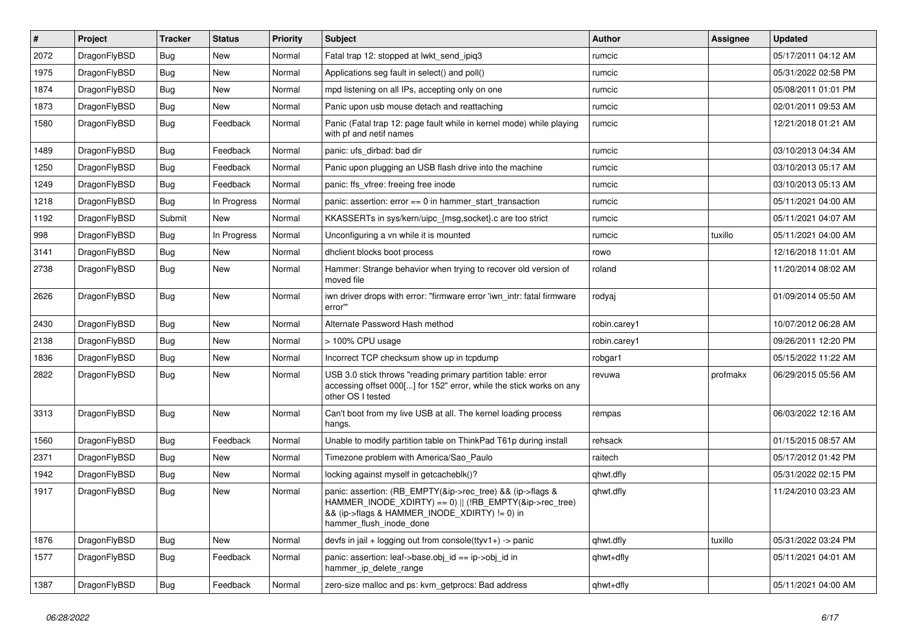| # | Project | Tracker | Status | Priority | Subject | Author | Assignee | Updated |
|---|---|---|---|---|---|---|---|---|
| 2072 | DragonFlyBSD | Bug | New | Normal | Fatal trap 12: stopped at lwkt_send_ipiq3 | rumcic | | 05/17/2011 04:12 AM |
| 1975 | DragonFlyBSD | Bug | New | Normal | Applications seg fault in select() and poll() | rumcic | | 05/31/2022 02:58 PM |
| 1874 | DragonFlyBSD | Bug | New | Normal | mpd listening on all IPs, accepting only on one | rumcic | | 05/08/2011 01:01 PM |
| 1873 | DragonFlyBSD | Bug | New | Normal | Panic upon usb mouse detach and reattaching | rumcic | | 02/01/2011 09:53 AM |
| 1580 | DragonFlyBSD | Bug | Feedback | Normal | Panic (Fatal trap 12: page fault while in kernel mode) while playing with pf and netif names | rumcic | | 12/21/2018 01:21 AM |
| 1489 | DragonFlyBSD | Bug | Feedback | Normal | panic: ufs_dirbad: bad dir | rumcic | | 03/10/2013 04:34 AM |
| 1250 | DragonFlyBSD | Bug | Feedback | Normal | Panic upon plugging an USB flash drive into the machine | rumcic | | 03/10/2013 05:17 AM |
| 1249 | DragonFlyBSD | Bug | Feedback | Normal | panic: ffs_vfree: freeing free inode | rumcic | | 03/10/2013 05:13 AM |
| 1218 | DragonFlyBSD | Bug | In Progress | Normal | panic: assertion: error == 0 in hammer_start_transaction | rumcic | | 05/11/2021 04:00 AM |
| 1192 | DragonFlyBSD | Submit | New | Normal | KKASSERTs in sys/kern/uipc_{msg,socket}.c are too strict | rumcic | | 05/11/2021 04:07 AM |
| 998 | DragonFlyBSD | Bug | In Progress | Normal | Unconfiguring a vn while it is mounted | rumcic | tuxillo | 05/11/2021 04:00 AM |
| 3141 | DragonFlyBSD | Bug | New | Normal | dhclient blocks boot process | rowo | | 12/16/2018 11:01 AM |
| 2738 | DragonFlyBSD | Bug | New | Normal | Hammer: Strange behavior when trying to recover old version of moved file | roland | | 11/20/2014 08:02 AM |
| 2626 | DragonFlyBSD | Bug | New | Normal | iwn driver drops with error: "firmware error 'iwn_intr: fatal firmware error'" | rodyaj | | 01/09/2014 05:50 AM |
| 2430 | DragonFlyBSD | Bug | New | Normal | Alternate Password Hash method | robin.carey1 | | 10/07/2012 06:28 AM |
| 2138 | DragonFlyBSD | Bug | New | Normal | > 100% CPU usage | robin.carey1 | | 09/26/2011 12:20 PM |
| 1836 | DragonFlyBSD | Bug | New | Normal | Incorrect TCP checksum show up in tcpdump | robgar1 | | 05/15/2022 11:22 AM |
| 2822 | DragonFlyBSD | Bug | New | Normal | USB 3.0 stick throws "reading primary partition table: error accessing offset 000[...] for 152" error, while the stick works on any other OS I tested | revuwa | profmakx | 06/29/2015 05:56 AM |
| 3313 | DragonFlyBSD | Bug | New | Normal | Can't boot from my live USB at all. The kernel loading process hangs. | rempas | | 06/03/2022 12:16 AM |
| 1560 | DragonFlyBSD | Bug | Feedback | Normal | Unable to modify partition table on ThinkPad T61p during install | rehsack | | 01/15/2015 08:57 AM |
| 2371 | DragonFlyBSD | Bug | New | Normal | Timezone problem with America/Sao_Paulo | raitech | | 05/17/2012 01:42 PM |
| 1942 | DragonFlyBSD | Bug | New | Normal | locking against myself in getcacheblk()? | qhwt.dfly | | 05/31/2022 02:15 PM |
| 1917 | DragonFlyBSD | Bug | New | Normal | panic: assertion: (RB_EMPTY(&ip->rec_tree) && (ip->flags & HAMMER_INODE_XDIRTY) == 0) \|\| (!RB_EMPTY(&ip->rec_tree) && (ip->flags & HAMMER_INODE_XDIRTY) != 0) in hammer_flush_inode_done | qhwt.dfly | | 11/24/2010 03:23 AM |
| 1876 | DragonFlyBSD | Bug | New | Normal | devfs in jail + logging out from console(ttyv1+) -> panic | qhwt.dfly | tuxillo | 05/31/2022 03:24 PM |
| 1577 | DragonFlyBSD | Bug | Feedback | Normal | panic: assertion: leaf->base.obj_id == ip->obj_id in hammer_ip_delete_range | qhwt+dfly | | 05/11/2021 04:01 AM |
| 1387 | DragonFlyBSD | Bug | Feedback | Normal | zero-size malloc and ps: kvm_getprocs: Bad address | qhwt+dfly | | 05/11/2021 04:00 AM |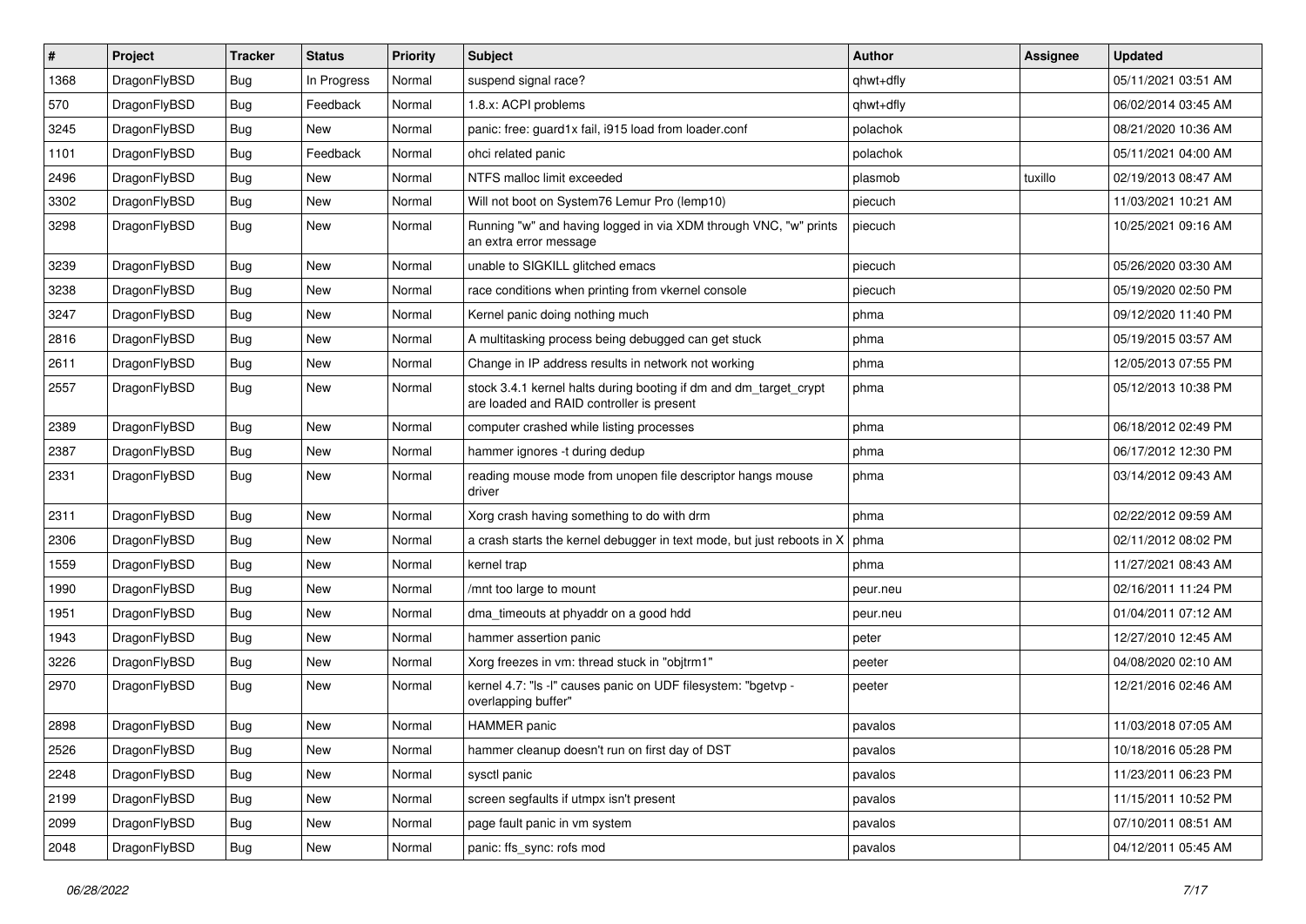| # | Project | Tracker | Status | Priority | Subject | Author | Assignee | Updated |
|---|---|---|---|---|---|---|---|---|
| 1368 | DragonFlyBSD | Bug | In Progress | Normal | suspend signal race? | qhwt+dfly | | 05/11/2021 03:51 AM |
| 570 | DragonFlyBSD | Bug | Feedback | Normal | 1.8.x: ACPI problems | qhwt+dfly | | 06/02/2014 03:45 AM |
| 3245 | DragonFlyBSD | Bug | New | Normal | panic: free: guard1x fail, i915 load from loader.conf | polachok | | 08/21/2020 10:36 AM |
| 1101 | DragonFlyBSD | Bug | Feedback | Normal | ohci related panic | polachok | | 05/11/2021 04:00 AM |
| 2496 | DragonFlyBSD | Bug | New | Normal | NTFS malloc limit exceeded | plasmob | tuxillo | 02/19/2013 08:47 AM |
| 3302 | DragonFlyBSD | Bug | New | Normal | Will not boot on System76 Lemur Pro (lemp10) | piecuch | | 11/03/2021 10:21 AM |
| 3298 | DragonFlyBSD | Bug | New | Normal | Running "w" and having logged in via XDM through VNC, "w" prints an extra error message | piecuch | | 10/25/2021 09:16 AM |
| 3239 | DragonFlyBSD | Bug | New | Normal | unable to SIGKILL glitched emacs | piecuch | | 05/26/2020 03:30 AM |
| 3238 | DragonFlyBSD | Bug | New | Normal | race conditions when printing from vkernel console | piecuch | | 05/19/2020 02:50 PM |
| 3247 | DragonFlyBSD | Bug | New | Normal | Kernel panic doing nothing much | phma | | 09/12/2020 11:40 PM |
| 2816 | DragonFlyBSD | Bug | New | Normal | A multitasking process being debugged can get stuck | phma | | 05/19/2015 03:57 AM |
| 2611 | DragonFlyBSD | Bug | New | Normal | Change in IP address results in network not working | phma | | 12/05/2013 07:55 PM |
| 2557 | DragonFlyBSD | Bug | New | Normal | stock 3.4.1 kernel halts during booting if dm and dm_target_crypt are loaded and RAID controller is present | phma | | 05/12/2013 10:38 PM |
| 2389 | DragonFlyBSD | Bug | New | Normal | computer crashed while listing processes | phma | | 06/18/2012 02:49 PM |
| 2387 | DragonFlyBSD | Bug | New | Normal | hammer ignores -t during dedup | phma | | 06/17/2012 12:30 PM |
| 2331 | DragonFlyBSD | Bug | New | Normal | reading mouse mode from unopen file descriptor hangs mouse driver | phma | | 03/14/2012 09:43 AM |
| 2311 | DragonFlyBSD | Bug | New | Normal | Xorg crash having something to do with drm | phma | | 02/22/2012 09:59 AM |
| 2306 | DragonFlyBSD | Bug | New | Normal | a crash starts the kernel debugger in text mode, but just reboots in X | phma | | 02/11/2012 08:02 PM |
| 1559 | DragonFlyBSD | Bug | New | Normal | kernel trap | phma | | 11/27/2021 08:43 AM |
| 1990 | DragonFlyBSD | Bug | New | Normal | /mnt too large to mount | peur.neu | | 02/16/2011 11:24 PM |
| 1951 | DragonFlyBSD | Bug | New | Normal | dma_timeouts at phyaddr on a good hdd | peur.neu | | 01/04/2011 07:12 AM |
| 1943 | DragonFlyBSD | Bug | New | Normal | hammer assertion panic | peter | | 12/27/2010 12:45 AM |
| 3226 | DragonFlyBSD | Bug | New | Normal | Xorg freezes in vm: thread stuck in "objtrm1" | peeter | | 04/08/2020 02:10 AM |
| 2970 | DragonFlyBSD | Bug | New | Normal | kernel 4.7: "ls -l" causes panic on UDF filesystem: "bgetvp - overlapping buffer" | peeter | | 12/21/2016 02:46 AM |
| 2898 | DragonFlyBSD | Bug | New | Normal | HAMMER panic | pavalos | | 11/03/2018 07:05 AM |
| 2526 | DragonFlyBSD | Bug | New | Normal | hammer cleanup doesn't run on first day of DST | pavalos | | 10/18/2016 05:28 PM |
| 2248 | DragonFlyBSD | Bug | New | Normal | sysctl panic | pavalos | | 11/23/2011 06:23 PM |
| 2199 | DragonFlyBSD | Bug | New | Normal | screen segfaults if utmpx isn't present | pavalos | | 11/15/2011 10:52 PM |
| 2099 | DragonFlyBSD | Bug | New | Normal | page fault panic in vm system | pavalos | | 07/10/2011 08:51 AM |
| 2048 | DragonFlyBSD | Bug | New | Normal | panic: ffs_sync: rofs mod | pavalos | | 04/12/2011 05:45 AM |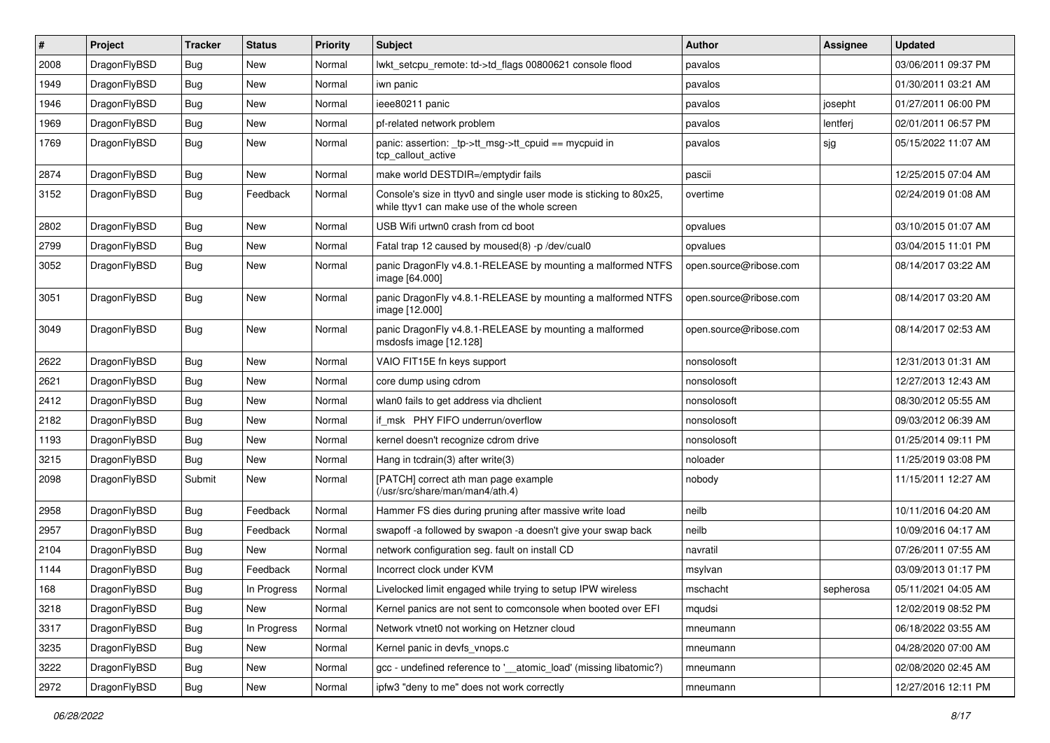| # | Project | Tracker | Status | Priority | Subject | Author | Assignee | Updated |
|---|---|---|---|---|---|---|---|---|
| 2008 | DragonFlyBSD | Bug | New | Normal | lwkt_setcpu_remote: td->td_flags 00800621 console flood | pavalos | | 03/06/2011 09:37 PM |
| 1949 | DragonFlyBSD | Bug | New | Normal | iwn panic | pavalos | | 01/30/2011 03:21 AM |
| 1946 | DragonFlyBSD | Bug | New | Normal | ieee80211 panic | pavalos | josepht | 01/27/2011 06:00 PM |
| 1969 | DragonFlyBSD | Bug | New | Normal | pf-related network problem | pavalos | lentferj | 02/01/2011 06:57 PM |
| 1769 | DragonFlyBSD | Bug | New | Normal | panic: assertion: _tp->tt_msg->tt_cpuid == mycpuid in tcp_callout_active | pavalos | sjg | 05/15/2022 11:07 AM |
| 2874 | DragonFlyBSD | Bug | New | Normal | make world DESTDIR=/emptydir fails | pascii | | 12/25/2015 07:04 AM |
| 3152 | DragonFlyBSD | Bug | Feedback | Normal | Console's size in ttyv0 and single user mode is sticking to 80x25, while ttyv1 can make use of the whole screen | overtime | | 02/24/2019 01:08 AM |
| 2802 | DragonFlyBSD | Bug | New | Normal | USB Wifi urtwn0 crash from cd boot | opvalues | | 03/10/2015 01:07 AM |
| 2799 | DragonFlyBSD | Bug | New | Normal | Fatal trap 12 caused by moused(8) -p /dev/cual0 | opvalues | | 03/04/2015 11:01 PM |
| 3052 | DragonFlyBSD | Bug | New | Normal | panic DragonFly v4.8.1-RELEASE by mounting a malformed NTFS image [64.000] | open.source@ribose.com | | 08/14/2017 03:22 AM |
| 3051 | DragonFlyBSD | Bug | New | Normal | panic DragonFly v4.8.1-RELEASE by mounting a malformed NTFS image [12.000] | open.source@ribose.com | | 08/14/2017 03:20 AM |
| 3049 | DragonFlyBSD | Bug | New | Normal | panic DragonFly v4.8.1-RELEASE by mounting a malformed msdosfs image [12.128] | open.source@ribose.com | | 08/14/2017 02:53 AM |
| 2622 | DragonFlyBSD | Bug | New | Normal | VAIO FIT15E fn keys support | nonsolosoft | | 12/31/2013 01:31 AM |
| 2621 | DragonFlyBSD | Bug | New | Normal | core dump using cdrom | nonsolosoft | | 12/27/2013 12:43 AM |
| 2412 | DragonFlyBSD | Bug | New | Normal | wlan0 fails to get address via dhclient | nonsolosoft | | 08/30/2012 05:55 AM |
| 2182 | DragonFlyBSD | Bug | New | Normal | if_msk PHY FIFO underrun/overflow | nonsolosoft | | 09/03/2012 06:39 AM |
| 1193 | DragonFlyBSD | Bug | New | Normal | kernel doesn't recognize cdrom drive | nonsolosoft | | 01/25/2014 09:11 PM |
| 3215 | DragonFlyBSD | Bug | New | Normal | Hang in tcdrain(3) after write(3) | noloader | | 11/25/2019 03:08 PM |
| 2098 | DragonFlyBSD | Submit | New | Normal | [PATCH] correct ath man page example (/usr/src/share/man/man4/ath.4) | nobody | | 11/15/2011 12:27 AM |
| 2958 | DragonFlyBSD | Bug | Feedback | Normal | Hammer FS dies during pruning after massive write load | neilb | | 10/11/2016 04:20 AM |
| 2957 | DragonFlyBSD | Bug | Feedback | Normal | swapoff -a followed by swapon -a doesn't give your swap back | neilb | | 10/09/2016 04:17 AM |
| 2104 | DragonFlyBSD | Bug | New | Normal | network configuration seg. fault on install CD | navratil | | 07/26/2011 07:55 AM |
| 1144 | DragonFlyBSD | Bug | Feedback | Normal | Incorrect clock under KVM | msylvan | | 03/09/2013 01:17 PM |
| 168 | DragonFlyBSD | Bug | In Progress | Normal | Livelocked limit engaged while trying to setup IPW wireless | mschacht | sepherosa | 05/11/2021 04:05 AM |
| 3218 | DragonFlyBSD | Bug | New | Normal | Kernel panics are not sent to comconsole when booted over EFI | mqudsi | | 12/02/2019 08:52 PM |
| 3317 | DragonFlyBSD | Bug | In Progress | Normal | Network vtnet0 not working on Hetzner cloud | mneumann | | 06/18/2022 03:55 AM |
| 3235 | DragonFlyBSD | Bug | New | Normal | Kernel panic in devfs_vnops.c | mneumann | | 04/28/2020 07:00 AM |
| 3222 | DragonFlyBSD | Bug | New | Normal | gcc - undefined reference to '__atomic_load' (missing libatomic?) | mneumann | | 02/08/2020 02:45 AM |
| 2972 | DragonFlyBSD | Bug | New | Normal | ipfw3 "deny to me" does not work correctly | mneumann | | 12/27/2016 12:11 PM |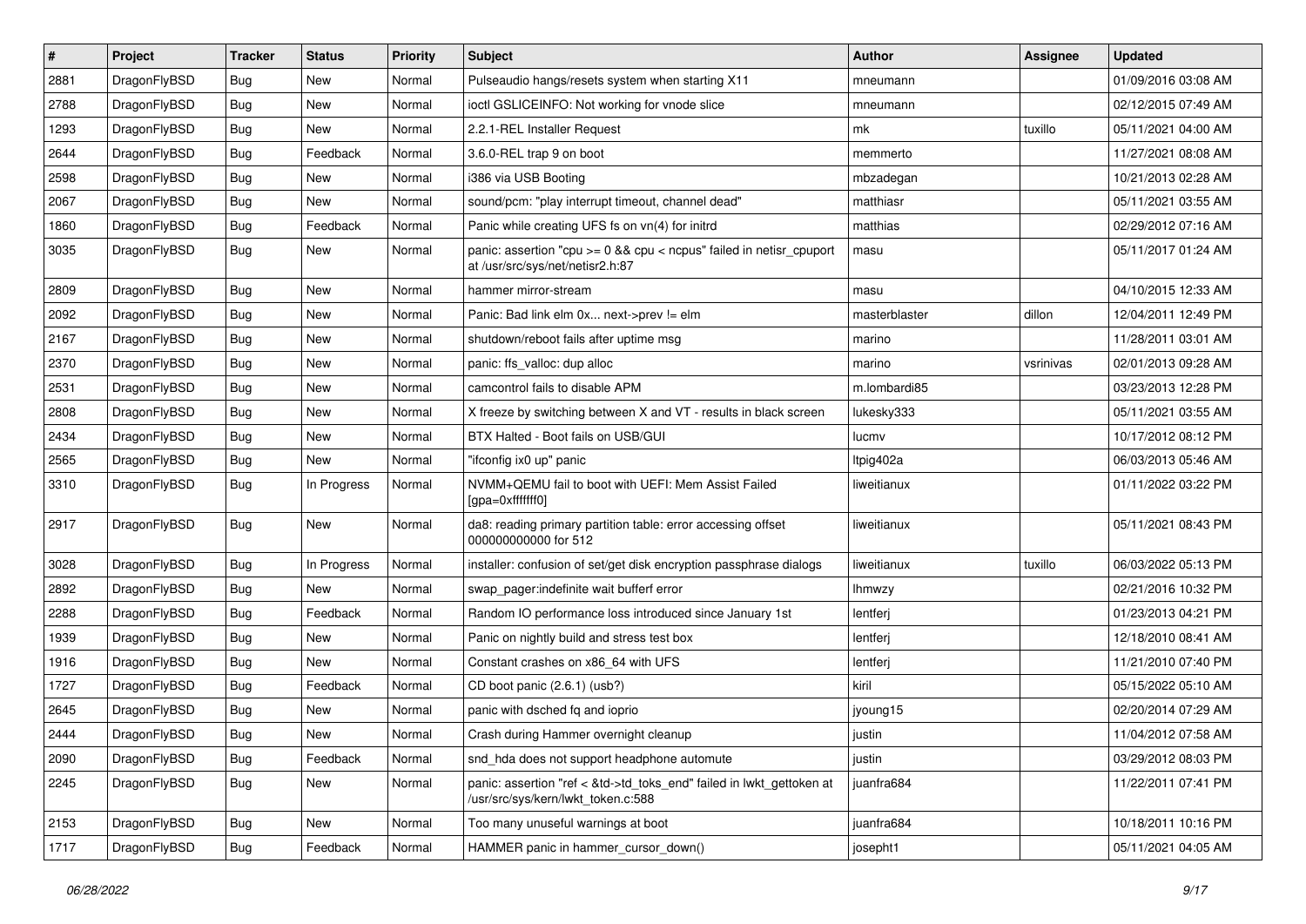| # | Project | Tracker | Status | Priority | Subject | Author | Assignee | Updated |
|---|---|---|---|---|---|---|---|---|
| 2881 | DragonFlyBSD | Bug | New | Normal | Pulseaudio hangs/resets system when starting X11 | mneumann | | 01/09/2016 03:08 AM |
| 2788 | DragonFlyBSD | Bug | New | Normal | ioctl GSLICEINFO: Not working for vnode slice | mneumann | | 02/12/2015 07:49 AM |
| 1293 | DragonFlyBSD | Bug | New | Normal | 2.2.1-REL Installer Request | mk | tuxillo | 05/11/2021 04:00 AM |
| 2644 | DragonFlyBSD | Bug | Feedback | Normal | 3.6.0-REL trap 9 on boot | memmerto | | 11/27/2021 08:08 AM |
| 2598 | DragonFlyBSD | Bug | New | Normal | i386 via USB Booting | mbzadegan | | 10/21/2013 02:28 AM |
| 2067 | DragonFlyBSD | Bug | New | Normal | sound/pcm: "play interrupt timeout, channel dead" | matthiasr | | 05/11/2021 03:55 AM |
| 1860 | DragonFlyBSD | Bug | Feedback | Normal | Panic while creating UFS fs on vn(4) for initrd | matthias | | 02/29/2012 07:16 AM |
| 3035 | DragonFlyBSD | Bug | New | Normal | panic: assertion "cpu >= 0 && cpu < ncpus" failed in netisr_cpuport at /usr/src/sys/net/netisr2.h:87 | masu | | 05/11/2017 01:24 AM |
| 2809 | DragonFlyBSD | Bug | New | Normal | hammer mirror-stream | masu | | 04/10/2015 12:33 AM |
| 2092 | DragonFlyBSD | Bug | New | Normal | Panic: Bad link elm 0x... next->prev != elm | masterblaster | dillon | 12/04/2011 12:49 PM |
| 2167 | DragonFlyBSD | Bug | New | Normal | shutdown/reboot fails after uptime msg | marino | | 11/28/2011 03:01 AM |
| 2370 | DragonFlyBSD | Bug | New | Normal | panic: ffs_valloc: dup alloc | marino | vsrinivas | 02/01/2013 09:28 AM |
| 2531 | DragonFlyBSD | Bug | New | Normal | camcontrol fails to disable APM | m.lombardi85 | | 03/23/2013 12:28 PM |
| 2808 | DragonFlyBSD | Bug | New | Normal | X freeze by switching between X and VT - results in black screen | lukesky333 | | 05/11/2021 03:55 AM |
| 2434 | DragonFlyBSD | Bug | New | Normal | BTX Halted - Boot fails on USB/GUI | lucmv | | 10/17/2012 08:12 PM |
| 2565 | DragonFlyBSD | Bug | New | Normal | "ifconfig ix0 up" panic | ltpig402a | | 06/03/2013 05:46 AM |
| 3310 | DragonFlyBSD | Bug | In Progress | Normal | NVMM+QEMU fail to boot with UEFI: Mem Assist Failed [gpa=0xfffffff0] | liweitianux | | 01/11/2022 03:22 PM |
| 2917 | DragonFlyBSD | Bug | New | Normal | da8: reading primary partition table: error accessing offset 000000000000 for 512 | liweitianux | | 05/11/2021 08:43 PM |
| 3028 | DragonFlyBSD | Bug | In Progress | Normal | installer: confusion of set/get disk encryption passphrase dialogs | liweitianux | tuxillo | 06/03/2022 05:13 PM |
| 2892 | DragonFlyBSD | Bug | New | Normal | swap_pager:indefinite wait bufferf error | lhmwzy | | 02/21/2016 10:32 PM |
| 2288 | DragonFlyBSD | Bug | Feedback | Normal | Random IO performance loss introduced since January 1st | lentferj | | 01/23/2013 04:21 PM |
| 1939 | DragonFlyBSD | Bug | New | Normal | Panic on nightly build and stress test box | lentferj | | 12/18/2010 08:41 AM |
| 1916 | DragonFlyBSD | Bug | New | Normal | Constant crashes on x86_64 with UFS | lentferj | | 11/21/2010 07:40 PM |
| 1727 | DragonFlyBSD | Bug | Feedback | Normal | CD boot panic (2.6.1) (usb?) | kiril | | 05/15/2022 05:10 AM |
| 2645 | DragonFlyBSD | Bug | New | Normal | panic with dsched fq and ioprio | jyoung15 | | 02/20/2014 07:29 AM |
| 2444 | DragonFlyBSD | Bug | New | Normal | Crash during Hammer overnight cleanup | justin | | 11/04/2012 07:58 AM |
| 2090 | DragonFlyBSD | Bug | Feedback | Normal | snd_hda does not support headphone automute | justin | | 03/29/2012 08:03 PM |
| 2245 | DragonFlyBSD | Bug | New | Normal | panic: assertion "ref < &td->td_toks_end" failed in lwkt_gettoken at /usr/src/sys/kern/lwkt_token.c:588 | juanfra684 | | 11/22/2011 07:41 PM |
| 2153 | DragonFlyBSD | Bug | New | Normal | Too many unuseful warnings at boot | juanfra684 | | 10/18/2011 10:16 PM |
| 1717 | DragonFlyBSD | Bug | Feedback | Normal | HAMMER panic in hammer_cursor_down() | josepht1 | | 05/11/2021 04:05 AM |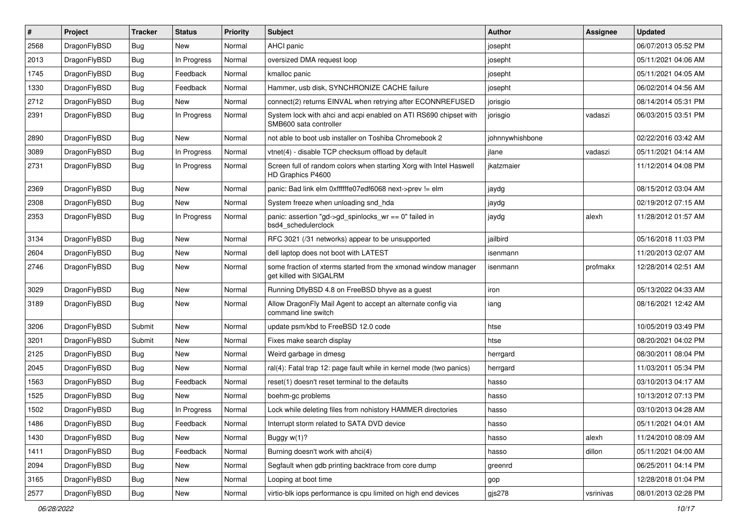| # | Project | Tracker | Status | Priority | Subject | Author | Assignee | Updated |
|---|---|---|---|---|---|---|---|---|
| 2568 | DragonFlyBSD | Bug | New | Normal | AHCI panic | josepht | | 06/07/2013 05:52 PM |
| 2013 | DragonFlyBSD | Bug | In Progress | Normal | oversized DMA request loop | josepht | | 05/11/2021 04:06 AM |
| 1745 | DragonFlyBSD | Bug | Feedback | Normal | kmalloc panic | josepht | | 05/11/2021 04:05 AM |
| 1330 | DragonFlyBSD | Bug | Feedback | Normal | Hammer, usb disk, SYNCHRONIZE CACHE failure | josepht | | 06/02/2014 04:56 AM |
| 2712 | DragonFlyBSD | Bug | New | Normal | connect(2) returns EINVAL when retrying after ECONNREFUSED | jorisgio | | 08/14/2014 05:31 PM |
| 2391 | DragonFlyBSD | Bug | In Progress | Normal | System lock with ahci and acpi enabled on ATI RS690 chipset with SMB600 sata controller | jorisgio | vadaszi | 06/03/2015 03:51 PM |
| 2890 | DragonFlyBSD | Bug | New | Normal | not able to boot usb installer on Toshiba Chromebook 2 | johnnywhishbone | | 02/22/2016 03:42 AM |
| 3089 | DragonFlyBSD | Bug | In Progress | Normal | vtnet(4) - disable TCP checksum offload by default | jlane | vadaszi | 05/11/2021 04:14 AM |
| 2731 | DragonFlyBSD | Bug | In Progress | Normal | Screen full of random colors when starting Xorg with Intel Haswell HD Graphics P4600 | jkatzmaier | | 11/12/2014 04:08 PM |
| 2369 | DragonFlyBSD | Bug | New | Normal | panic: Bad link elm 0xffffffe07edf6068 next->prev != elm | jaydg | | 08/15/2012 03:04 AM |
| 2308 | DragonFlyBSD | Bug | New | Normal | System freeze when unloading snd_hda | jaydg | | 02/19/2012 07:15 AM |
| 2353 | DragonFlyBSD | Bug | In Progress | Normal | panic: assertion "gd->gd_spinlocks_wr == 0" failed in bsd4_schedulerclock | jaydg | alexh | 11/28/2012 01:57 AM |
| 3134 | DragonFlyBSD | Bug | New | Normal | RFC 3021 (/31 networks) appear to be unsupported | jailbird | | 05/16/2018 11:03 PM |
| 2604 | DragonFlyBSD | Bug | New | Normal | dell laptop does not boot with LATEST | isenmann | | 11/20/2013 02:07 AM |
| 2746 | DragonFlyBSD | Bug | New | Normal | some fraction of xterms started from the xmonad window manager get killed with SIGALRM | isenmann | profmakx | 12/28/2014 02:51 AM |
| 3029 | DragonFlyBSD | Bug | New | Normal | Running DflyBSD 4.8 on FreeBSD bhyve as a guest | iron | | 05/13/2022 04:33 AM |
| 3189 | DragonFlyBSD | Bug | New | Normal | Allow DragonFly Mail Agent to accept an alternate config via command line switch | iang | | 08/16/2021 12:42 AM |
| 3206 | DragonFlyBSD | Submit | New | Normal | update psm/kbd to FreeBSD 12.0 code | htse | | 10/05/2019 03:49 PM |
| 3201 | DragonFlyBSD | Submit | New | Normal | Fixes make search display | htse | | 08/20/2021 04:02 PM |
| 2125 | DragonFlyBSD | Bug | New | Normal | Weird garbage in dmesg | herrgard | | 08/30/2011 08:04 PM |
| 2045 | DragonFlyBSD | Bug | New | Normal | ral(4): Fatal trap 12: page fault while in kernel mode (two panics) | herrgard | | 11/03/2011 05:34 PM |
| 1563 | DragonFlyBSD | Bug | Feedback | Normal | reset(1) doesn't reset terminal to the defaults | hasso | | 03/10/2013 04:17 AM |
| 1525 | DragonFlyBSD | Bug | New | Normal | boehm-gc problems | hasso | | 10/13/2012 07:13 PM |
| 1502 | DragonFlyBSD | Bug | In Progress | Normal | Lock while deleting files from nohistory HAMMER directories | hasso | | 03/10/2013 04:28 AM |
| 1486 | DragonFlyBSD | Bug | Feedback | Normal | Interrupt storm related to SATA DVD device | hasso | | 05/11/2021 04:01 AM |
| 1430 | DragonFlyBSD | Bug | New | Normal | Buggy w(1)? | hasso | alexh | 11/24/2010 08:09 AM |
| 1411 | DragonFlyBSD | Bug | Feedback | Normal | Burning doesn't work with ahci(4) | hasso | dillon | 05/11/2021 04:00 AM |
| 2094 | DragonFlyBSD | Bug | New | Normal | Segfault when gdb printing backtrace from core dump | greenrd | | 06/25/2011 04:14 PM |
| 3165 | DragonFlyBSD | Bug | New | Normal | Looping at boot time | gop | | 12/28/2018 01:04 PM |
| 2577 | DragonFlyBSD | Bug | New | Normal | virtio-blk iops performance is cpu limited on high end devices | gjs278 | vsrinivas | 08/01/2013 02:28 PM |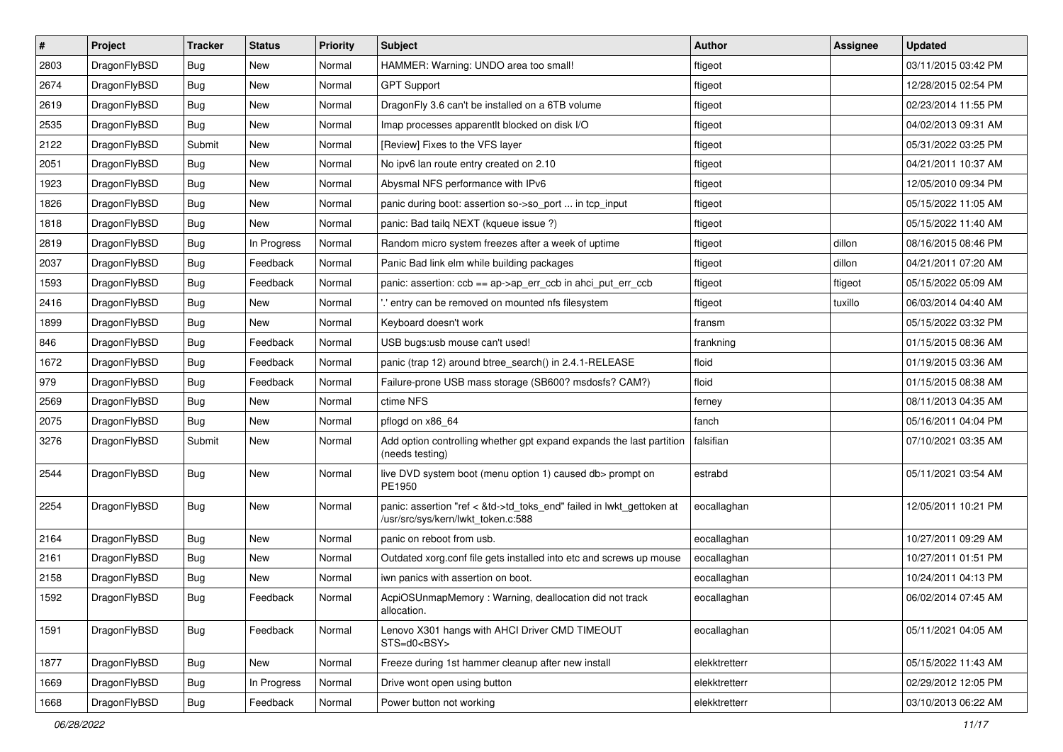| # | Project | Tracker | Status | Priority | Subject | Author | Assignee | Updated |
|---|---|---|---|---|---|---|---|---|
| 2803 | DragonFlyBSD | Bug | New | Normal | HAMMER: Warning: UNDO area too small! | ftigeot | | 03/11/2015 03:42 PM |
| 2674 | DragonFlyBSD | Bug | New | Normal | GPT Support | ftigeot | | 12/28/2015 02:54 PM |
| 2619 | DragonFlyBSD | Bug | New | Normal | DragonFly 3.6 can't be installed on a 6TB volume | ftigeot | | 02/23/2014 11:55 PM |
| 2535 | DragonFlyBSD | Bug | New | Normal | Imap processes apparentlt blocked on disk I/O | ftigeot | | 04/02/2013 09:31 AM |
| 2122 | DragonFlyBSD | Submit | New | Normal | [Review] Fixes to the VFS layer | ftigeot | | 05/31/2022 03:25 PM |
| 2051 | DragonFlyBSD | Bug | New | Normal | No ipv6 lan route entry created on 2.10 | ftigeot | | 04/21/2011 10:37 AM |
| 1923 | DragonFlyBSD | Bug | New | Normal | Abysmal NFS performance with IPv6 | ftigeot | | 12/05/2010 09:34 PM |
| 1826 | DragonFlyBSD | Bug | New | Normal | panic during boot: assertion so->so_port ... in tcp_input | ftigeot | | 05/15/2022 11:05 AM |
| 1818 | DragonFlyBSD | Bug | New | Normal | panic: Bad tailq NEXT (kqueue issue ?) | ftigeot | | 05/15/2022 11:40 AM |
| 2819 | DragonFlyBSD | Bug | In Progress | Normal | Random micro system freezes after a week of uptime | ftigeot | dillon | 08/16/2015 08:46 PM |
| 2037 | DragonFlyBSD | Bug | Feedback | Normal | Panic Bad link elm while building packages | ftigeot | dillon | 04/21/2011 07:20 AM |
| 1593 | DragonFlyBSD | Bug | Feedback | Normal | panic: assertion: ccb == ap->ap_err_ccb in ahci_put_err_ccb | ftigeot | ftigeot | 05/15/2022 05:09 AM |
| 2416 | DragonFlyBSD | Bug | New | Normal | '.' entry can be removed on mounted nfs filesystem | ftigeot | tuxillo | 06/03/2014 04:40 AM |
| 1899 | DragonFlyBSD | Bug | New | Normal | Keyboard doesn't work | fransm | | 05/15/2022 03:32 PM |
| 846 | DragonFlyBSD | Bug | Feedback | Normal | USB bugs:usb mouse can't used! | frankning | | 01/15/2015 08:36 AM |
| 1672 | DragonFlyBSD | Bug | Feedback | Normal | panic (trap 12) around btree_search() in 2.4.1-RELEASE | floid | | 01/19/2015 03:36 AM |
| 979 | DragonFlyBSD | Bug | Feedback | Normal | Failure-prone USB mass storage (SB600? msdosfs? CAM?) | floid | | 01/15/2015 08:38 AM |
| 2569 | DragonFlyBSD | Bug | New | Normal | ctime NFS | ferney | | 08/11/2013 04:35 AM |
| 2075 | DragonFlyBSD | Bug | New | Normal | pflogd on x86_64 | fanch | | 05/16/2011 04:04 PM |
| 3276 | DragonFlyBSD | Submit | New | Normal | Add option controlling whether gpt expand expands the last partition (needs testing) | falsifian | | 07/10/2021 03:35 AM |
| 2544 | DragonFlyBSD | Bug | New | Normal | live DVD system boot (menu option 1) caused db> prompt on PE1950 | estrabd | | 05/11/2021 03:54 AM |
| 2254 | DragonFlyBSD | Bug | New | Normal | panic: assertion "ref < &td->td_toks_end" failed in lwkt_gettoken at /usr/src/sys/kern/lwkt_token.c:588 | eocallaghan | | 12/05/2011 10:21 PM |
| 2164 | DragonFlyBSD | Bug | New | Normal | panic on reboot from usb. | eocallaghan | | 10/27/2011 09:29 AM |
| 2161 | DragonFlyBSD | Bug | New | Normal | Outdated xorg.conf file gets installed into etc and screws up mouse | eocallaghan | | 10/27/2011 01:51 PM |
| 2158 | DragonFlyBSD | Bug | New | Normal | iwn panics with assertion on boot. | eocallaghan | | 10/24/2011 04:13 PM |
| 1592 | DragonFlyBSD | Bug | Feedback | Normal | AcpiOSUnmapMemory : Warning, deallocation did not track allocation. | eocallaghan | | 06/02/2014 07:45 AM |
| 1591 | DragonFlyBSD | Bug | Feedback | Normal | Lenovo X301 hangs with AHCI Driver CMD TIMEOUT STS=d0<BSY> | eocallaghan | | 05/11/2021 04:05 AM |
| 1877 | DragonFlyBSD | Bug | New | Normal | Freeze during 1st hammer cleanup after new install | elekktretterr | | 05/15/2022 11:43 AM |
| 1669 | DragonFlyBSD | Bug | In Progress | Normal | Drive wont open using button | elekktretterr | | 02/29/2012 12:05 PM |
| 1668 | DragonFlyBSD | Bug | Feedback | Normal | Power button not working | elekktretterr | | 03/10/2013 06:22 AM |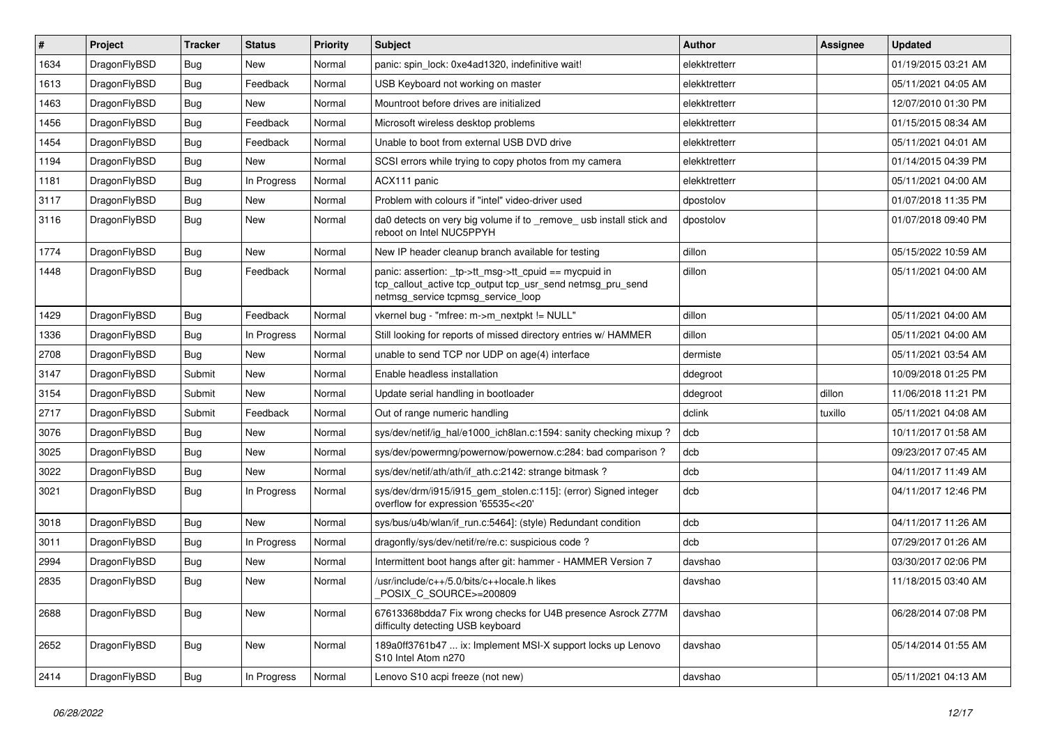| # | Project | Tracker | Status | Priority | Subject | Author | Assignee | Updated |
|---|---|---|---|---|---|---|---|---|
| 1634 | DragonFlyBSD | Bug | New | Normal | panic: spin_lock: 0xe4ad1320, indefinitive wait! | elekktretterr | | 01/19/2015 03:21 AM |
| 1613 | DragonFlyBSD | Bug | Feedback | Normal | USB Keyboard not working on master | elekktretterr | | 05/11/2021 04:05 AM |
| 1463 | DragonFlyBSD | Bug | New | Normal | Mountroot before drives are initialized | elekktretterr | | 12/07/2010 01:30 PM |
| 1456 | DragonFlyBSD | Bug | Feedback | Normal | Microsoft wireless desktop problems | elekktretterr | | 01/15/2015 08:34 AM |
| 1454 | DragonFlyBSD | Bug | Feedback | Normal | Unable to boot from external USB DVD drive | elekktretterr | | 05/11/2021 04:01 AM |
| 1194 | DragonFlyBSD | Bug | New | Normal | SCSI errors while trying to copy photos from my camera | elekktretterr | | 01/14/2015 04:39 PM |
| 1181 | DragonFlyBSD | Bug | In Progress | Normal | ACX111 panic | elekktretterr | | 05/11/2021 04:00 AM |
| 3117 | DragonFlyBSD | Bug | New | Normal | Problem with colours if "intel" video-driver used | dpostolov | | 01/07/2018 11:35 PM |
| 3116 | DragonFlyBSD | Bug | New | Normal | da0 detects on very big volume if to _remove_ usb install stick and reboot on Intel NUC5PPYH | dpostolov | | 01/07/2018 09:40 PM |
| 1774 | DragonFlyBSD | Bug | New | Normal | New IP header cleanup branch available for testing | dillon | | 05/15/2022 10:59 AM |
| 1448 | DragonFlyBSD | Bug | Feedback | Normal | panic: assertion: _tp->tt_msg->tt_cpuid == mycpuid in tcp_callout_active tcp_output tcp_usr_send netmsg_pru_send netmsg_service tcpmsg_service_loop | dillon | | 05/11/2021 04:00 AM |
| 1429 | DragonFlyBSD | Bug | Feedback | Normal | vkernel bug - "mfree: m->m_nextpkt != NULL" | dillon | | 05/11/2021 04:00 AM |
| 1336 | DragonFlyBSD | Bug | In Progress | Normal | Still looking for reports of missed directory entries w/ HAMMER | dillon | | 05/11/2021 04:00 AM |
| 2708 | DragonFlyBSD | Bug | New | Normal | unable to send TCP nor UDP on age(4) interface | dermiste | | 05/11/2021 03:54 AM |
| 3147 | DragonFlyBSD | Submit | New | Normal | Enable headless installation | ddegroot | | 10/09/2018 01:25 PM |
| 3154 | DragonFlyBSD | Submit | New | Normal | Update serial handling in bootloader | ddegroot | dillon | 11/06/2018 11:21 PM |
| 2717 | DragonFlyBSD | Submit | Feedback | Normal | Out of range numeric handling | dclink | tuxillo | 05/11/2021 04:08 AM |
| 3076 | DragonFlyBSD | Bug | New | Normal | sys/dev/netif/ig_hal/e1000_ich8lan.c:1594: sanity checking mixup ? | dcb | | 10/11/2017 01:58 AM |
| 3025 | DragonFlyBSD | Bug | New | Normal | sys/dev/powermng/powernow/powernow.c:284: bad comparison ? | dcb | | 09/23/2017 07:45 AM |
| 3022 | DragonFlyBSD | Bug | New | Normal | sys/dev/netif/ath/ath/if_ath.c:2142: strange bitmask ? | dcb | | 04/11/2017 11:49 AM |
| 3021 | DragonFlyBSD | Bug | In Progress | Normal | sys/dev/drm/i915/i915_gem_stolen.c:115]: (error) Signed integer overflow for expression '65535<<20' | dcb | | 04/11/2017 12:46 PM |
| 3018 | DragonFlyBSD | Bug | New | Normal | sys/bus/u4b/wlan/if_run.c:5464]: (style) Redundant condition | dcb | | 04/11/2017 11:26 AM |
| 3011 | DragonFlyBSD | Bug | In Progress | Normal | dragonfly/sys/dev/netif/re/re.c: suspicious code ? | dcb | | 07/29/2017 01:26 AM |
| 2994 | DragonFlyBSD | Bug | New | Normal | Intermittent boot hangs after git: hammer - HAMMER Version 7 | davshao | | 03/30/2017 02:06 PM |
| 2835 | DragonFlyBSD | Bug | New | Normal | /usr/include/c++/5.0/bits/c++locale.h likes _POSIX_C_SOURCE>=200809 | davshao | | 11/18/2015 03:40 AM |
| 2688 | DragonFlyBSD | Bug | New | Normal | 67613368bdda7 Fix wrong checks for U4B presence Asrock Z77M difficulty detecting USB keyboard | davshao | | 06/28/2014 07:08 PM |
| 2652 | DragonFlyBSD | Bug | New | Normal | 189a0ff3761b47 ... ix: Implement MSI-X support locks up Lenovo S10 Intel Atom n270 | davshao | | 05/14/2014 01:55 AM |
| 2414 | DragonFlyBSD | Bug | In Progress | Normal | Lenovo S10 acpi freeze (not new) | davshao | | 05/11/2021 04:13 AM |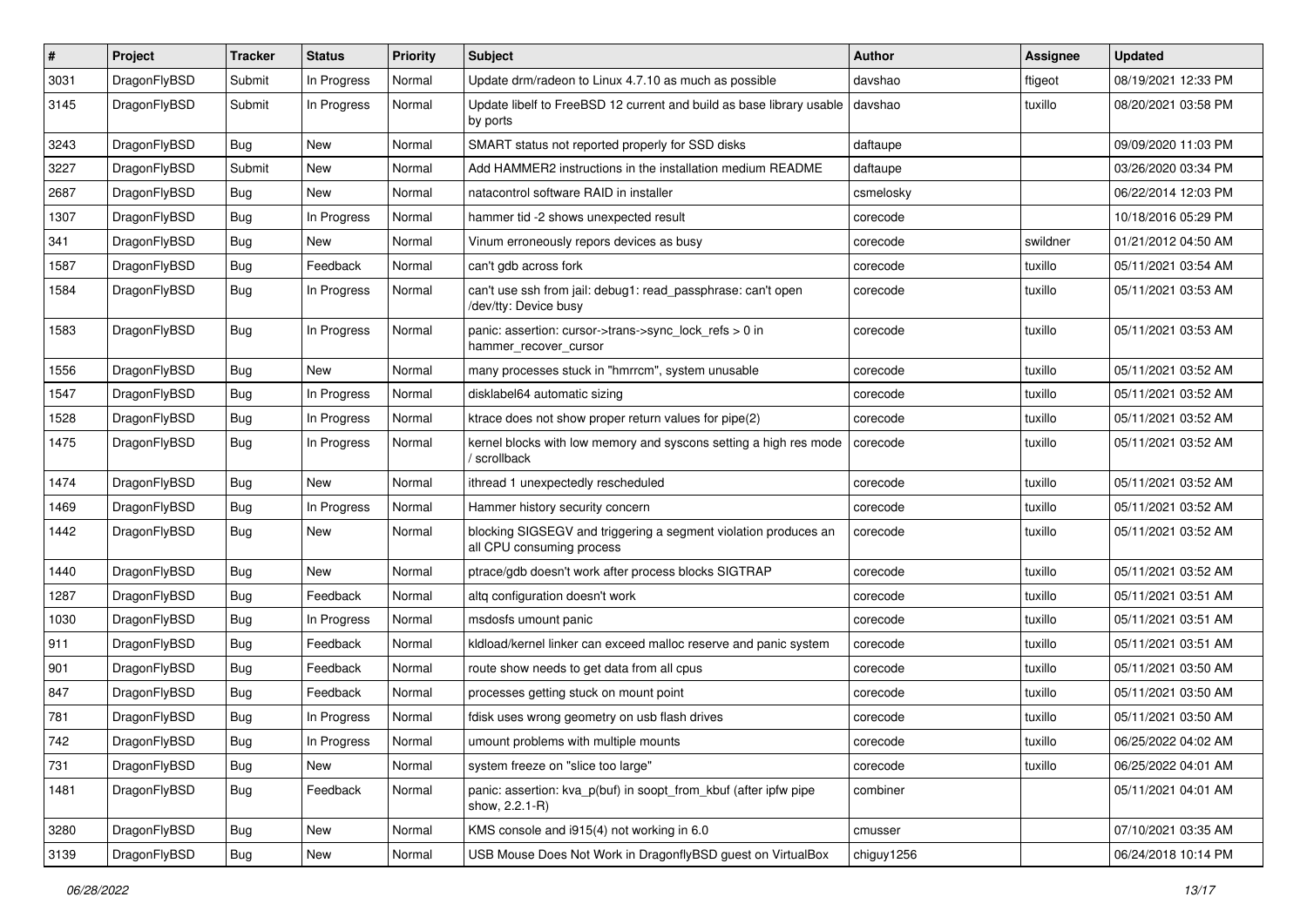| # | Project | Tracker | Status | Priority | Subject | Author | Assignee | Updated |
|---|---|---|---|---|---|---|---|---|
| 3031 | DragonFlyBSD | Submit | In Progress | Normal | Update drm/radeon to Linux 4.7.10 as much as possible | davshao | ftigeot | 08/19/2021 12:33 PM |
| 3145 | DragonFlyBSD | Submit | In Progress | Normal | Update libelf to FreeBSD 12 current and build as base library usable by ports | davshao | tuxillo | 08/20/2021 03:58 PM |
| 3243 | DragonFlyBSD | Bug | New | Normal | SMART status not reported properly for SSD disks | daftaupe | | 09/09/2020 11:03 PM |
| 3227 | DragonFlyBSD | Submit | New | Normal | Add HAMMER2 instructions in the installation medium README | daftaupe | | 03/26/2020 03:34 PM |
| 2687 | DragonFlyBSD | Bug | New | Normal | natacontrol software RAID in installer | csmelosky | | 06/22/2014 12:03 PM |
| 1307 | DragonFlyBSD | Bug | In Progress | Normal | hammer tid -2 shows unexpected result | corecode | | 10/18/2016 05:29 PM |
| 341 | DragonFlyBSD | Bug | New | Normal | Vinum erroneously repors devices as busy | corecode | swildner | 01/21/2012 04:50 AM |
| 1587 | DragonFlyBSD | Bug | Feedback | Normal | can't gdb across fork | corecode | tuxillo | 05/11/2021 03:54 AM |
| 1584 | DragonFlyBSD | Bug | In Progress | Normal | can't use ssh from jail: debug1: read_passphrase: can't open /dev/tty: Device busy | corecode | tuxillo | 05/11/2021 03:53 AM |
| 1583 | DragonFlyBSD | Bug | In Progress | Normal | panic: assertion: cursor->trans->sync_lock_refs > 0 in hammer_recover_cursor | corecode | tuxillo | 05/11/2021 03:53 AM |
| 1556 | DragonFlyBSD | Bug | New | Normal | many processes stuck in "hmrrcm", system unusable | corecode | tuxillo | 05/11/2021 03:52 AM |
| 1547 | DragonFlyBSD | Bug | In Progress | Normal | disklabel64 automatic sizing | corecode | tuxillo | 05/11/2021 03:52 AM |
| 1528 | DragonFlyBSD | Bug | In Progress | Normal | ktrace does not show proper return values for pipe(2) | corecode | tuxillo | 05/11/2021 03:52 AM |
| 1475 | DragonFlyBSD | Bug | In Progress | Normal | kernel blocks with low memory and syscons setting a high res mode / scrollback | corecode | tuxillo | 05/11/2021 03:52 AM |
| 1474 | DragonFlyBSD | Bug | New | Normal | ithread 1 unexpectedly rescheduled | corecode | tuxillo | 05/11/2021 03:52 AM |
| 1469 | DragonFlyBSD | Bug | In Progress | Normal | Hammer history security concern | corecode | tuxillo | 05/11/2021 03:52 AM |
| 1442 | DragonFlyBSD | Bug | New | Normal | blocking SIGSEGV and triggering a segment violation produces an all CPU consuming process | corecode | tuxillo | 05/11/2021 03:52 AM |
| 1440 | DragonFlyBSD | Bug | New | Normal | ptrace/gdb doesn't work after process blocks SIGTRAP | corecode | tuxillo | 05/11/2021 03:52 AM |
| 1287 | DragonFlyBSD | Bug | Feedback | Normal | altq configuration doesn't work | corecode | tuxillo | 05/11/2021 03:51 AM |
| 1030 | DragonFlyBSD | Bug | In Progress | Normal | msdosfs umount panic | corecode | tuxillo | 05/11/2021 03:51 AM |
| 911 | DragonFlyBSD | Bug | Feedback | Normal | kldload/kernel linker can exceed malloc reserve and panic system | corecode | tuxillo | 05/11/2021 03:51 AM |
| 901 | DragonFlyBSD | Bug | Feedback | Normal | route show needs to get data from all cpus | corecode | tuxillo | 05/11/2021 03:50 AM |
| 847 | DragonFlyBSD | Bug | Feedback | Normal | processes getting stuck on mount point | corecode | tuxillo | 05/11/2021 03:50 AM |
| 781 | DragonFlyBSD | Bug | In Progress | Normal | fdisk uses wrong geometry on usb flash drives | corecode | tuxillo | 05/11/2021 03:50 AM |
| 742 | DragonFlyBSD | Bug | In Progress | Normal | umount problems with multiple mounts | corecode | tuxillo | 06/25/2022 04:02 AM |
| 731 | DragonFlyBSD | Bug | New | Normal | system freeze on "slice too large" | corecode | tuxillo | 06/25/2022 04:01 AM |
| 1481 | DragonFlyBSD | Bug | Feedback | Normal | panic: assertion: kva_p(buf) in soopt_from_kbuf (after ipfw pipe show, 2.2.1-R) | combiner | | 05/11/2021 04:01 AM |
| 3280 | DragonFlyBSD | Bug | New | Normal | KMS console and i915(4) not working in 6.0 | cmusser | | 07/10/2021 03:35 AM |
| 3139 | DragonFlyBSD | Bug | New | Normal | USB Mouse Does Not Work in DragonflyBSD guest on VirtualBox | chiguy1256 | | 06/24/2018 10:14 PM |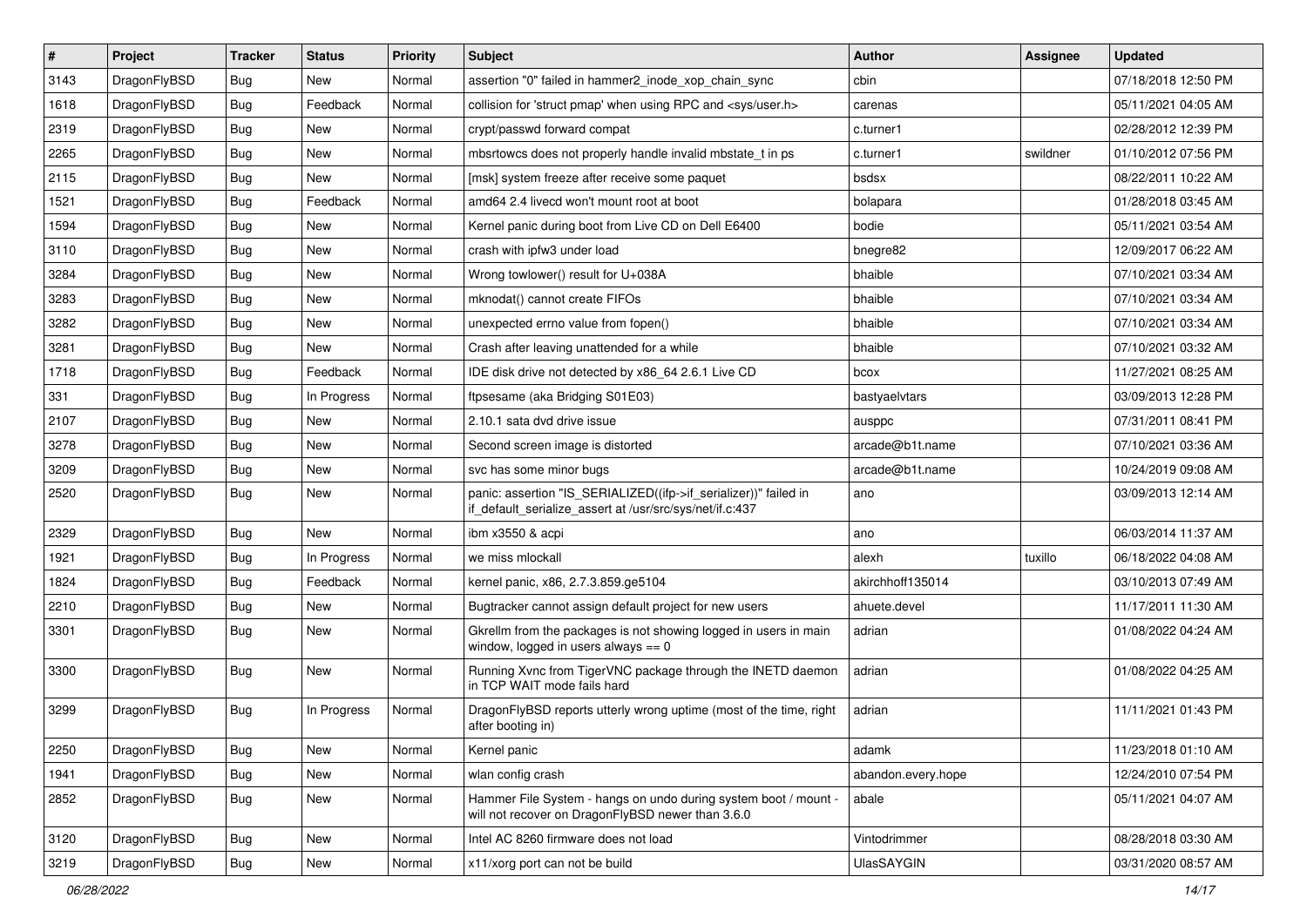| # | Project | Tracker | Status | Priority | Subject | Author | Assignee | Updated |
|---|---|---|---|---|---|---|---|---|
| 3143 | DragonFlyBSD | Bug | New | Normal | assertion "0" failed in hammer2_inode_xop_chain_sync | cbin | | 07/18/2018 12:50 PM |
| 1618 | DragonFlyBSD | Bug | Feedback | Normal | collision for 'struct pmap' when using RPC and <sys/user.h> | carenas | | 05/11/2021 04:05 AM |
| 2319 | DragonFlyBSD | Bug | New | Normal | crypt/passwd forward compat | c.turner1 | | 02/28/2012 12:39 PM |
| 2265 | DragonFlyBSD | Bug | New | Normal | mbsrtowcs does not properly handle invalid mbstate_t in ps | c.turner1 | swildner | 01/10/2012 07:56 PM |
| 2115 | DragonFlyBSD | Bug | New | Normal | [msk] system freeze after receive some paquet | bsdsx | | 08/22/2011 10:22 AM |
| 1521 | DragonFlyBSD | Bug | Feedback | Normal | amd64 2.4 livecd won't mount root at boot | bolapara | | 01/28/2018 03:45 AM |
| 1594 | DragonFlyBSD | Bug | New | Normal | Kernel panic during boot from Live CD on Dell E6400 | bodie | | 05/11/2021 03:54 AM |
| 3110 | DragonFlyBSD | Bug | New | Normal | crash with ipfw3 under load | bnegre82 | | 12/09/2017 06:22 AM |
| 3284 | DragonFlyBSD | Bug | New | Normal | Wrong towlower() result for U+038A | bhaible | | 07/10/2021 03:34 AM |
| 3283 | DragonFlyBSD | Bug | New | Normal | mknodat() cannot create FIFOs | bhaible | | 07/10/2021 03:34 AM |
| 3282 | DragonFlyBSD | Bug | New | Normal | unexpected errno value from fopen() | bhaible | | 07/10/2021 03:34 AM |
| 3281 | DragonFlyBSD | Bug | New | Normal | Crash after leaving unattended for a while | bhaible | | 07/10/2021 03:32 AM |
| 1718 | DragonFlyBSD | Bug | Feedback | Normal | IDE disk drive not detected by x86_64 2.6.1 Live CD | bcox | | 11/27/2021 08:25 AM |
| 331 | DragonFlyBSD | Bug | In Progress | Normal | ftpsesame (aka Bridging S01E03) | bastyaelvtars | | 03/09/2013 12:28 PM |
| 2107 | DragonFlyBSD | Bug | New | Normal | 2.10.1 sata dvd drive issue | ausppc | | 07/31/2011 08:41 PM |
| 3278 | DragonFlyBSD | Bug | New | Normal | Second screen image is distorted | arcade@b1t.name | | 07/10/2021 03:36 AM |
| 3209 | DragonFlyBSD | Bug | New | Normal | svc has some minor bugs | arcade@b1t.name | | 10/24/2019 09:08 AM |
| 2520 | DragonFlyBSD | Bug | New | Normal | panic: assertion "IS_SERIALIZED((ifp->if_serializer))" failed in if_default_serialize_assert at /usr/src/sys/net/if.c:437 | ano | | 03/09/2013 12:14 AM |
| 2329 | DragonFlyBSD | Bug | New | Normal | ibm x3550 & acpi | ano | | 06/03/2014 11:37 AM |
| 1921 | DragonFlyBSD | Bug | In Progress | Normal | we miss mlockall | alexh | tuxillo | 06/18/2022 04:08 AM |
| 1824 | DragonFlyBSD | Bug | Feedback | Normal | kernel panic, x86, 2.7.3.859.ge5104 | akirchhoff135014 | | 03/10/2013 07:49 AM |
| 2210 | DragonFlyBSD | Bug | New | Normal | Bugtracker cannot assign default project for new users | ahuete.devel | | 11/17/2011 11:30 AM |
| 3301 | DragonFlyBSD | Bug | New | Normal | Gkrellm from the packages is not showing logged in users in main window, logged in users always == 0 | adrian | | 01/08/2022 04:24 AM |
| 3300 | DragonFlyBSD | Bug | New | Normal | Running Xvnc from TigerVNC package through the INETD daemon in TCP WAIT mode fails hard | adrian | | 01/08/2022 04:25 AM |
| 3299 | DragonFlyBSD | Bug | In Progress | Normal | DragonFlyBSD reports utterly wrong uptime (most of the time, right after booting in) | adrian | | 11/11/2021 01:43 PM |
| 2250 | DragonFlyBSD | Bug | New | Normal | Kernel panic | adamk | | 11/23/2018 01:10 AM |
| 1941 | DragonFlyBSD | Bug | New | Normal | wlan config crash | abandon.every.hope | | 12/24/2010 07:54 PM |
| 2852 | DragonFlyBSD | Bug | New | Normal | Hammer File System - hangs on undo during system boot / mount - will not recover on DragonFlyBSD newer than 3.6.0 | abale | | 05/11/2021 04:07 AM |
| 3120 | DragonFlyBSD | Bug | New | Normal | Intel AC 8260 firmware does not load | Vintodrimmer | | 08/28/2018 03:30 AM |
| 3219 | DragonFlyBSD | Bug | New | Normal | x11/xorg port can not be build | UlasSAYGIN | | 03/31/2020 08:57 AM |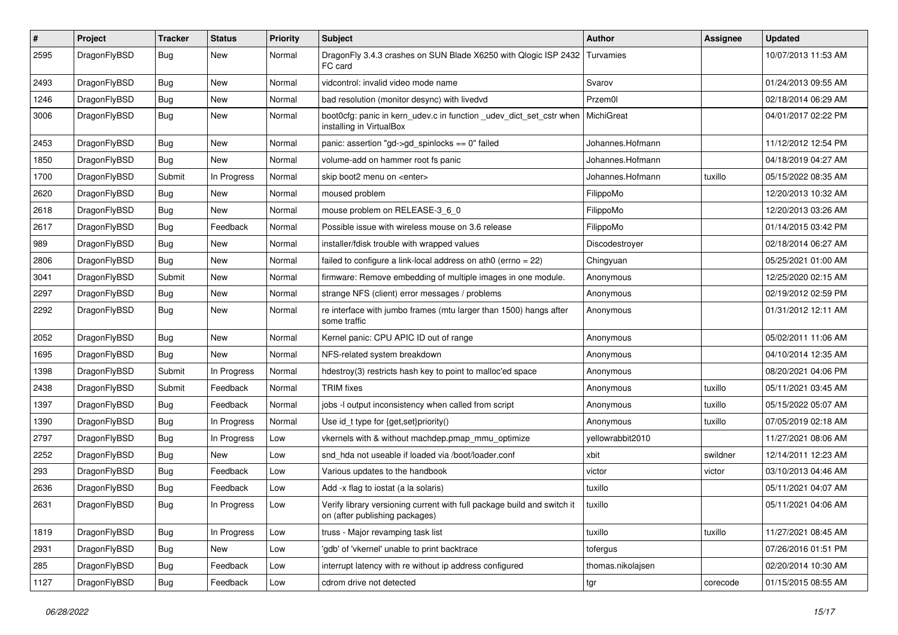| # | Project | Tracker | Status | Priority | Subject | Author | Assignee | Updated |
|---|---|---|---|---|---|---|---|---|
| 2595 | DragonFlyBSD | Bug | New | Normal | DragonFly 3.4.3 crashes on SUN Blade X6250 with Qlogic ISP 2432 FC card | Turvamies | | 10/07/2013 11:53 AM |
| 2493 | DragonFlyBSD | Bug | New | Normal | vidcontrol: invalid video mode name | Svarov | | 01/24/2013 09:55 AM |
| 1246 | DragonFlyBSD | Bug | New | Normal | bad resolution (monitor desync) with livedvd | Przem0l | | 02/18/2014 06:29 AM |
| 3006 | DragonFlyBSD | Bug | New | Normal | boot0cfg: panic in kern_udev.c in function _udev_dict_set_cstr when installing in VirtualBox | MichiGreat | | 04/01/2017 02:22 PM |
| 2453 | DragonFlyBSD | Bug | New | Normal | panic: assertion "gd->gd_spinlocks == 0" failed | Johannes.Hofmann | | 11/12/2012 12:54 PM |
| 1850 | DragonFlyBSD | Bug | New | Normal | volume-add on hammer root fs panic | Johannes.Hofmann | | 04/18/2019 04:27 AM |
| 1700 | DragonFlyBSD | Submit | In Progress | Normal | skip boot2 menu on <enter> | Johannes.Hofmann | tuxillo | 05/15/2022 08:35 AM |
| 2620 | DragonFlyBSD | Bug | New | Normal | moused problem | FilippoMo | | 12/20/2013 10:32 AM |
| 2618 | DragonFlyBSD | Bug | New | Normal | mouse problem on RELEASE-3_6_0 | FilippoMo | | 12/20/2013 03:26 AM |
| 2617 | DragonFlyBSD | Bug | Feedback | Normal | Possible issue with wireless mouse on 3.6 release | FilippoMo | | 01/14/2015 03:42 PM |
| 989 | DragonFlyBSD | Bug | New | Normal | installer/fdisk trouble with wrapped values | Discodestroyer | | 02/18/2014 06:27 AM |
| 2806 | DragonFlyBSD | Bug | New | Normal | failed to configure a link-local address on ath0 (errno = 22) | Chingyuan | | 05/25/2021 01:00 AM |
| 3041 | DragonFlyBSD | Submit | New | Normal | firmware: Remove embedding of multiple images in one module. | Anonymous | | 12/25/2020 02:15 AM |
| 2297 | DragonFlyBSD | Bug | New | Normal | strange NFS (client) error messages / problems | Anonymous | | 02/19/2012 02:59 PM |
| 2292 | DragonFlyBSD | Bug | New | Normal | re interface with jumbo frames (mtu larger than 1500) hangs after some traffic | Anonymous | | 01/31/2012 12:11 AM |
| 2052 | DragonFlyBSD | Bug | New | Normal | Kernel panic: CPU APIC ID out of range | Anonymous | | 05/02/2011 11:06 AM |
| 1695 | DragonFlyBSD | Bug | New | Normal | NFS-related system breakdown | Anonymous | | 04/10/2014 12:35 AM |
| 1398 | DragonFlyBSD | Submit | In Progress | Normal | hdestroy(3) restricts hash key to point to malloc'ed space | Anonymous | | 08/20/2021 04:06 PM |
| 2438 | DragonFlyBSD | Submit | Feedback | Normal | TRIM fixes | Anonymous | tuxillo | 05/11/2021 03:45 AM |
| 1397 | DragonFlyBSD | Bug | Feedback | Normal | jobs -l output inconsistency when called from script | Anonymous | tuxillo | 05/15/2022 05:07 AM |
| 1390 | DragonFlyBSD | Bug | In Progress | Normal | Use id_t type for {get,set}priority() | Anonymous | tuxillo | 07/05/2019 02:18 AM |
| 2797 | DragonFlyBSD | Bug | In Progress | Low | vkernels with & without machdep.pmap_mmu_optimize | yellowrabbit2010 | | 11/27/2021 08:06 AM |
| 2252 | DragonFlyBSD | Bug | New | Low | snd_hda not useable if loaded via /boot/loader.conf | xbit | swildner | 12/14/2011 12:23 AM |
| 293 | DragonFlyBSD | Bug | Feedback | Low | Various updates to the handbook | victor | victor | 03/10/2013 04:46 AM |
| 2636 | DragonFlyBSD | Bug | Feedback | Low | Add -x flag to iostat (a la solaris) | tuxillo | | 05/11/2021 04:07 AM |
| 2631 | DragonFlyBSD | Bug | In Progress | Low | Verify library versioning current with full package build and switch it on (after publishing packages) | tuxillo | | 05/11/2021 04:06 AM |
| 1819 | DragonFlyBSD | Bug | In Progress | Low | truss - Major revamping task list | tuxillo | tuxillo | 11/27/2021 08:45 AM |
| 2931 | DragonFlyBSD | Bug | New | Low | 'gdb' of 'vkernel' unable to print backtrace | tofergus | | 07/26/2016 01:51 PM |
| 285 | DragonFlyBSD | Bug | Feedback | Low | interrupt latency with re without ip address configured | thomas.nikolajsen | | 02/20/2014 10:30 AM |
| 1127 | DragonFlyBSD | Bug | Feedback | Low | cdrom drive not detected | tgr | corecode | 01/15/2015 08:55 AM |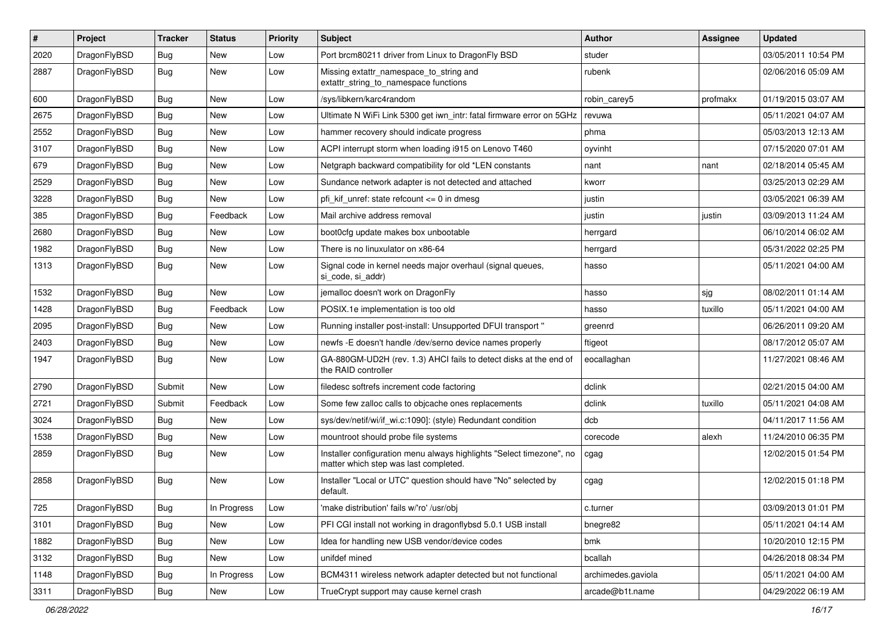| # | Project | Tracker | Status | Priority | Subject | Author | Assignee | Updated |
|---|---|---|---|---|---|---|---|---|
| 2020 | DragonFlyBSD | Bug | New | Low | Port brcm80211 driver from Linux to DragonFly BSD | studer | | 03/05/2011 10:54 PM |
| 2887 | DragonFlyBSD | Bug | New | Low | Missing extattr_namespace_to_string and extattr_string_to_namespace functions | rubenk | | 02/06/2016 05:09 AM |
| 600 | DragonFlyBSD | Bug | New | Low | /sys/libkern/karc4random | robin_carey5 | profmakx | 01/19/2015 03:07 AM |
| 2675 | DragonFlyBSD | Bug | New | Low | Ultimate N WiFi Link 5300 get iwn_intr: fatal firmware error on 5GHz | revuwa | | 05/11/2021 04:07 AM |
| 2552 | DragonFlyBSD | Bug | New | Low | hammer recovery should indicate progress | phma | | 05/03/2013 12:13 AM |
| 3107 | DragonFlyBSD | Bug | New | Low | ACPI interrupt storm when loading i915 on Lenovo T460 | oyvinht | | 07/15/2020 07:01 AM |
| 679 | DragonFlyBSD | Bug | New | Low | Netgraph backward compatibility for old *LEN constants | nant | nant | 02/18/2014 05:45 AM |
| 2529 | DragonFlyBSD | Bug | New | Low | Sundance network adapter is not detected and attached | kworr | | 03/25/2013 02:29 AM |
| 3228 | DragonFlyBSD | Bug | New | Low | pfi_kif_unref: state refcount <= 0 in dmesg | justin | | 03/05/2021 06:39 AM |
| 385 | DragonFlyBSD | Bug | Feedback | Low | Mail archive address removal | justin | justin | 03/09/2013 11:24 AM |
| 2680 | DragonFlyBSD | Bug | New | Low | boot0cfg update makes box unbootable | herrgard | | 06/10/2014 06:02 AM |
| 1982 | DragonFlyBSD | Bug | New | Low | There is no linuxulator on x86-64 | herrgard | | 05/31/2022 02:25 PM |
| 1313 | DragonFlyBSD | Bug | New | Low | Signal code in kernel needs major overhaul (signal queues, si_code, si_addr) | hasso | | 05/11/2021 04:00 AM |
| 1532 | DragonFlyBSD | Bug | New | Low | jemalloc doesn't work on DragonFly | hasso | sjg | 08/02/2011 01:14 AM |
| 1428 | DragonFlyBSD | Bug | Feedback | Low | POSIX.1e implementation is too old | hasso | tuxillo | 05/11/2021 04:00 AM |
| 2095 | DragonFlyBSD | Bug | New | Low | Running installer post-install: Unsupported DFUI transport " | greenrd | | 06/26/2011 09:20 AM |
| 2403 | DragonFlyBSD | Bug | New | Low | newfs -E doesn't handle /dev/serno device names properly | ftigeot | | 08/17/2012 05:07 AM |
| 1947 | DragonFlyBSD | Bug | New | Low | GA-880GM-UD2H (rev. 1.3) AHCI fails to detect disks at the end of the RAID controller | eocallaghan | | 11/27/2021 08:46 AM |
| 2790 | DragonFlyBSD | Submit | New | Low | filedesc softrefs increment code factoring | dclink | | 02/21/2015 04:00 AM |
| 2721 | DragonFlyBSD | Submit | Feedback | Low | Some few zalloc calls to objcache ones replacements | dclink | tuxillo | 05/11/2021 04:08 AM |
| 3024 | DragonFlyBSD | Bug | New | Low | sys/dev/netif/wi/if_wi.c:1090]: (style) Redundant condition | dcb | | 04/11/2017 11:56 AM |
| 1538 | DragonFlyBSD | Bug | New | Low | mountroot should probe file systems | corecode | alexh | 11/24/2010 06:35 PM |
| 2859 | DragonFlyBSD | Bug | New | Low | Installer configuration menu always highlights "Select timezone", no matter which step was last completed. | cgag | | 12/02/2015 01:54 PM |
| 2858 | DragonFlyBSD | Bug | New | Low | Installer "Local or UTC" question should have "No" selected by default. | cgag | | 12/02/2015 01:18 PM |
| 725 | DragonFlyBSD | Bug | In Progress | Low | 'make distribution' fails w/'ro' /usr/obj | c.turner | | 03/09/2013 01:01 PM |
| 3101 | DragonFlyBSD | Bug | New | Low | PFI CGI install not working in dragonflybsd 5.0.1 USB install | bnegre82 | | 05/11/2021 04:14 AM |
| 1882 | DragonFlyBSD | Bug | New | Low | Idea for handling new USB vendor/device codes | bmk | | 10/20/2010 12:15 PM |
| 3132 | DragonFlyBSD | Bug | New | Low | unifdef mined | bcallah | | 04/26/2018 08:34 PM |
| 1148 | DragonFlyBSD | Bug | In Progress | Low | BCM4311 wireless network adapter detected but not functional | archimedes.gaviola | | 05/11/2021 04:00 AM |
| 3311 | DragonFlyBSD | Bug | New | Low | TrueCrypt support may cause kernel crash | arcade@b1t.name | | 04/29/2022 06:19 AM |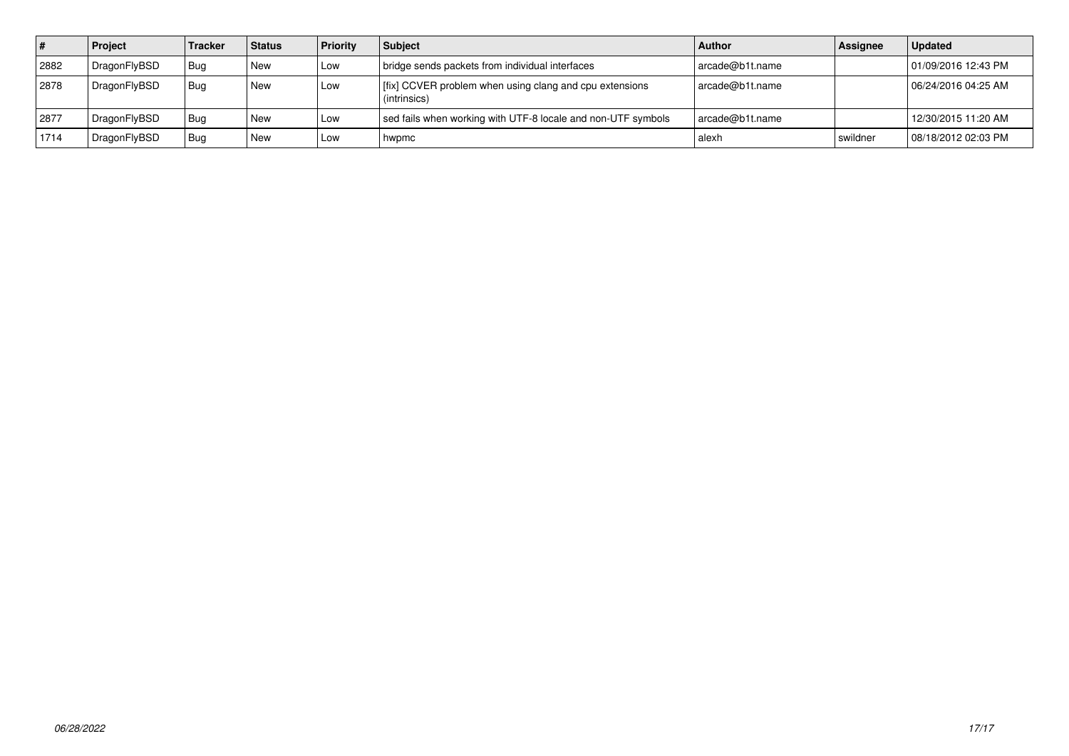| # | Project | Tracker | Status | Priority | Subject | Author | Assignee | Updated |
|---|---|---|---|---|---|---|---|---|
| 2882 | DragonFlyBSD | Bug | New | Low | bridge sends packets from individual interfaces | arcade@b1t.name | | 01/09/2016 12:43 PM |
| 2878 | DragonFlyBSD | Bug | New | Low | [fix] CCVER problem when using clang and cpu extensions (intrinsics) | arcade@b1t.name | | 06/24/2016 04:25 AM |
| 2877 | DragonFlyBSD | Bug | New | Low | sed fails when working with UTF-8 locale and non-UTF symbols | arcade@b1t.name | | 12/30/2015 11:20 AM |
| 1714 | DragonFlyBSD | Bug | New | Low | hwpmc | alexh | swildner | 08/18/2012 02:03 PM |